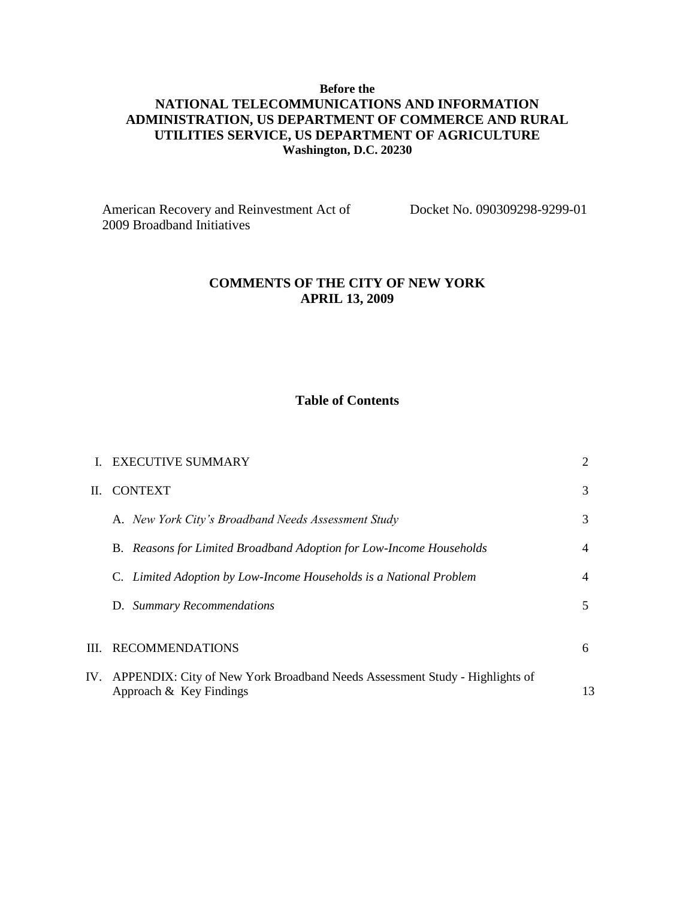**Before the**

**NATIONAL TELECOMMUNICATIONS AND INFORMATION ADMINISTRATION, US DEPARTMENT OF COMMERCE AND RURAL UTILITIES SERVICE, US DEPARTMENT OF AGRICULTURE**

**Washington, D.C. 20230**

| American Recovery and Reinvestment Act of 2009 Broadband Initiatives | Docket No. 090309298-9299-01 |
| --- | --- |

# COMMENTS OF THE CITY OF NEW YORK
# APRIL 13, 2009

## Table of Contents

| | | |
| --- | --- | --- |
| I. | EXECUTIVE SUMMARY | 2 |
| II. | CONTEXT | 3 |
| | A. *New York City's Broadband Needs Assessment Study* | 3 |
| | B. *Reasons for Limited Broadband Adoption for Low-Income Households* | 4 |
| | C. *Limited Adoption by Low-Income Households is a National Problem* | 4 |
| | D. *Summary Recommendations* | 5 |
| III. | RECOMMENDATIONS | 6 |
| IV. | APPENDIX: City of New York Broadband Needs Assessment Study - Highlights of Approach & Key Findings | 13 |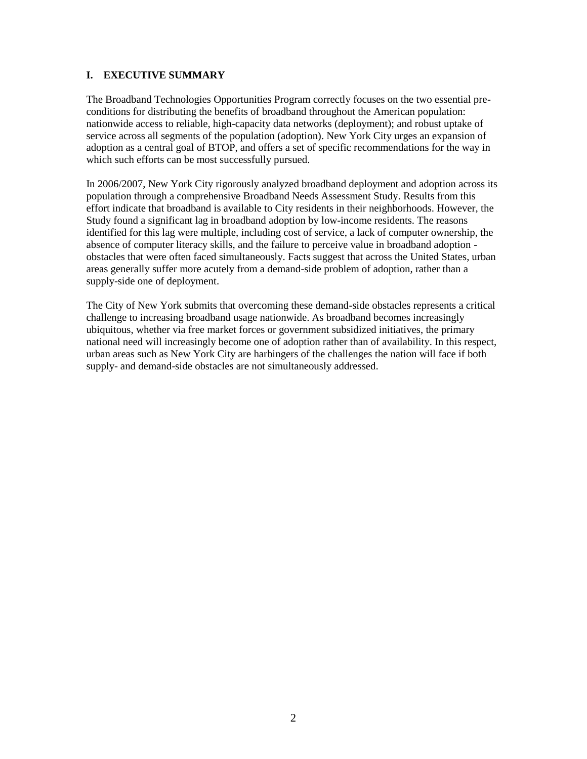## I. EXECUTIVE SUMMARY

The Broadband Technologies Opportunities Program correctly focuses on the two essential pre-conditions for distributing the benefits of broadband throughout the American population: nationwide access to reliable, high-capacity data networks (deployment); and robust uptake of service across all segments of the population (adoption). New York City urges an expansion of adoption as a central goal of BTOP, and offers a set of specific recommendations for the way in which such efforts can be most successfully pursued.

In 2006/2007, New York City rigorously analyzed broadband deployment and adoption across its population through a comprehensive Broadband Needs Assessment Study. Results from this effort indicate that broadband is available to City residents in their neighborhoods. However, the Study found a significant lag in broadband adoption by low-income residents. The reasons identified for this lag were multiple, including cost of service, a lack of computer ownership, the absence of computer literacy skills, and the failure to perceive value in broadband adoption - obstacles that were often faced simultaneously. Facts suggest that across the United States, urban areas generally suffer more acutely from a demand-side problem of adoption, rather than a supply-side one of deployment.

The City of New York submits that overcoming these demand-side obstacles represents a critical challenge to increasing broadband usage nationwide. As broadband becomes increasingly ubiquitous, whether via free market forces or government subsidized initiatives, the primary national need will increasingly become one of adoption rather than of availability. In this respect, urban areas such as New York City are harbingers of the challenges the nation will face if both supply- and demand-side obstacles are not simultaneously addressed.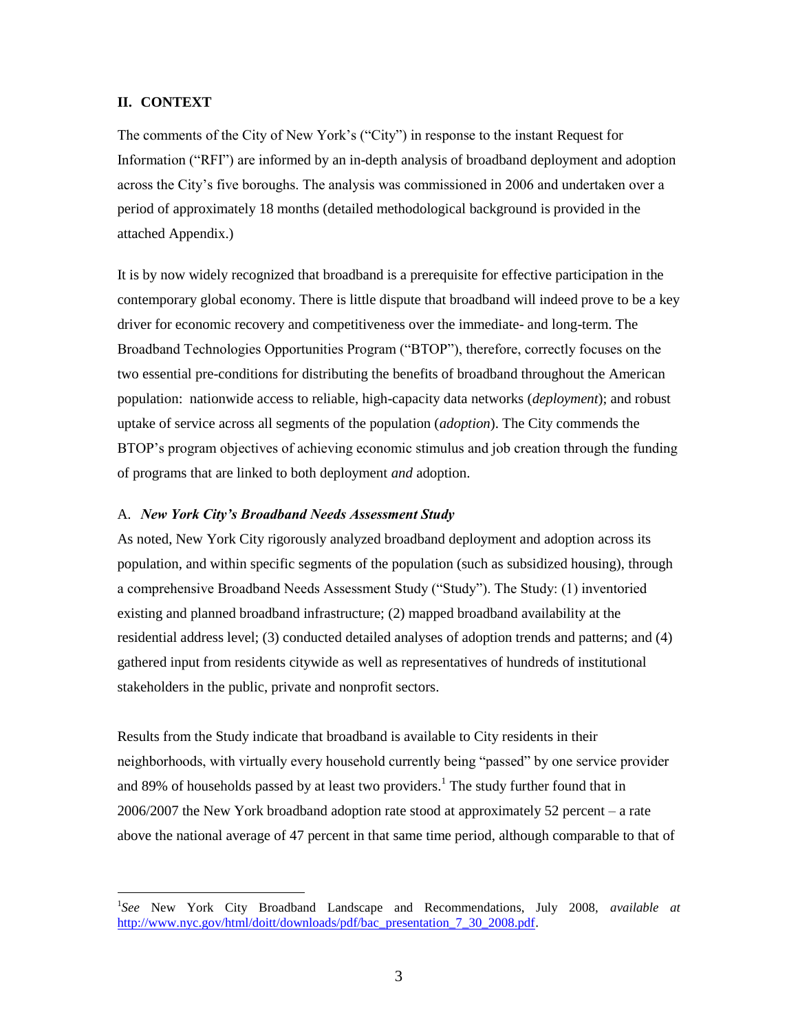## II. CONTEXT

The comments of the City of New York's ("City") in response to the instant Request for Information ("RFI") are informed by an in-depth analysis of broadband deployment and adoption across the City's five boroughs. The analysis was commissioned in 2006 and undertaken over a period of approximately 18 months (detailed methodological background is provided in the attached Appendix.)

It is by now widely recognized that broadband is a prerequisite for effective participation in the contemporary global economy. There is little dispute that broadband will indeed prove to be a key driver for economic recovery and competitiveness over the immediate- and long-term. The Broadband Technologies Opportunities Program ("BTOP"), therefore, correctly focuses on the two essential pre-conditions for distributing the benefits of broadband throughout the American population: nationwide access to reliable, high-capacity data networks (*deployment*); and robust uptake of service across all segments of the population (*adoption*). The City commends the BTOP's program objectives of achieving economic stimulus and job creation through the funding of programs that are linked to both deployment *and* adoption.

### A. *New York City's Broadband Needs Assessment Study*

As noted, New York City rigorously analyzed broadband deployment and adoption across its population, and within specific segments of the population (such as subsidized housing), through a comprehensive Broadband Needs Assessment Study ("Study"). The Study: (1) inventoried existing and planned broadband infrastructure; (2) mapped broadband availability at the residential address level; (3) conducted detailed analyses of adoption trends and patterns; and (4) gathered input from residents citywide as well as representatives of hundreds of institutional stakeholders in the public, private and nonprofit sectors.

Results from the Study indicate that broadband is available to City residents in their neighborhoods, with virtually every household currently being "passed" by one service provider and 89% of households passed by at least two providers.[1] The study further found that in 2006/2007 the New York broadband adoption rate stood at approximately 52 percent – a rate above the national average of 47 percent in that same time period, although comparable to that of

---

[1] *See* New York City Broadband Landscape and Recommendations, July 2008, *available at* http://www.nyc.gov/html/doitt/downloads/pdf/bac_presentation_7_30_2008.pdf.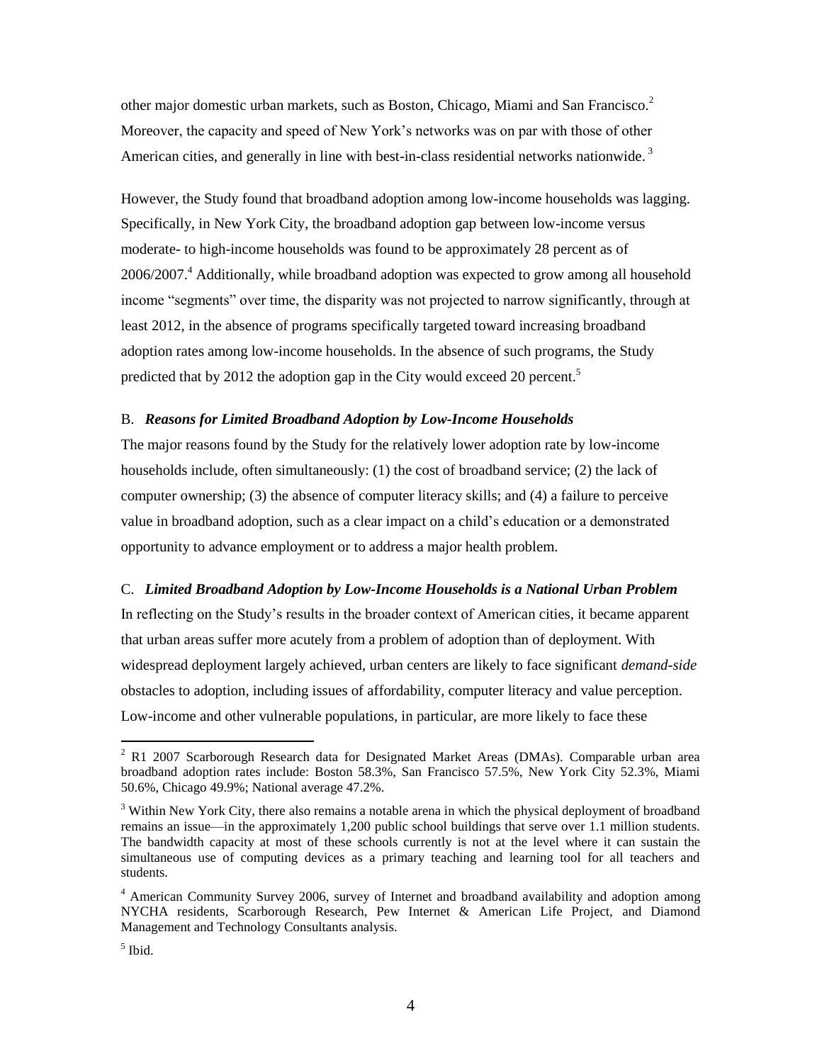other major domestic urban markets, such as Boston, Chicago, Miami and San Francisco.[2] Moreover, the capacity and speed of New York's networks was on par with those of other American cities, and generally in line with best-in-class residential networks nationwide.[3]

However, the Study found that broadband adoption among low-income households was lagging. Specifically, in New York City, the broadband adoption gap between low-income versus moderate- to high-income households was found to be approximately 28 percent as of 2006/2007.[4] Additionally, while broadband adoption was expected to grow among all household income "segments" over time, the disparity was not projected to narrow significantly, through at least 2012, in the absence of programs specifically targeted toward increasing broadband adoption rates among low-income households. In the absence of such programs, the Study predicted that by 2012 the adoption gap in the City would exceed 20 percent.[5]

B. ***Reasons for Limited Broadband Adoption by Low-Income Households***

The major reasons found by the Study for the relatively lower adoption rate by low-income households include, often simultaneously: (1) the cost of broadband service; (2) the lack of computer ownership; (3) the absence of computer literacy skills; and (4) a failure to perceive value in broadband adoption, such as a clear impact on a child's education or a demonstrated opportunity to advance employment or to address a major health problem.

C. ***Limited Broadband Adoption by Low-Income Households is a National Urban Problem***

In reflecting on the Study's results in the broader context of American cities, it became apparent that urban areas suffer more acutely from a problem of adoption than of deployment. With widespread deployment largely achieved, urban centers are likely to face significant *demand-side* obstacles to adoption, including issues of affordability, computer literacy and value perception. Low-income and other vulnerable populations, in particular, are more likely to face these

---

[2] R1 2007 Scarborough Research data for Designated Market Areas (DMAs). Comparable urban area broadband adoption rates include: Boston 58.3%, San Francisco 57.5%, New York City 52.3%, Miami 50.6%, Chicago 49.9%; National average 47.2%.

[3] Within New York City, there also remains a notable arena in which the physical deployment of broadband remains an issue—in the approximately 1,200 public school buildings that serve over 1.1 million students. The bandwidth capacity at most of these schools currently is not at the level where it can sustain the simultaneous use of computing devices as a primary teaching and learning tool for all teachers and students.

[4] American Community Survey 2006, survey of Internet and broadband availability and adoption among NYCHA residents, Scarborough Research, Pew Internet & American Life Project, and Diamond Management and Technology Consultants analysis.

[5] Ibid.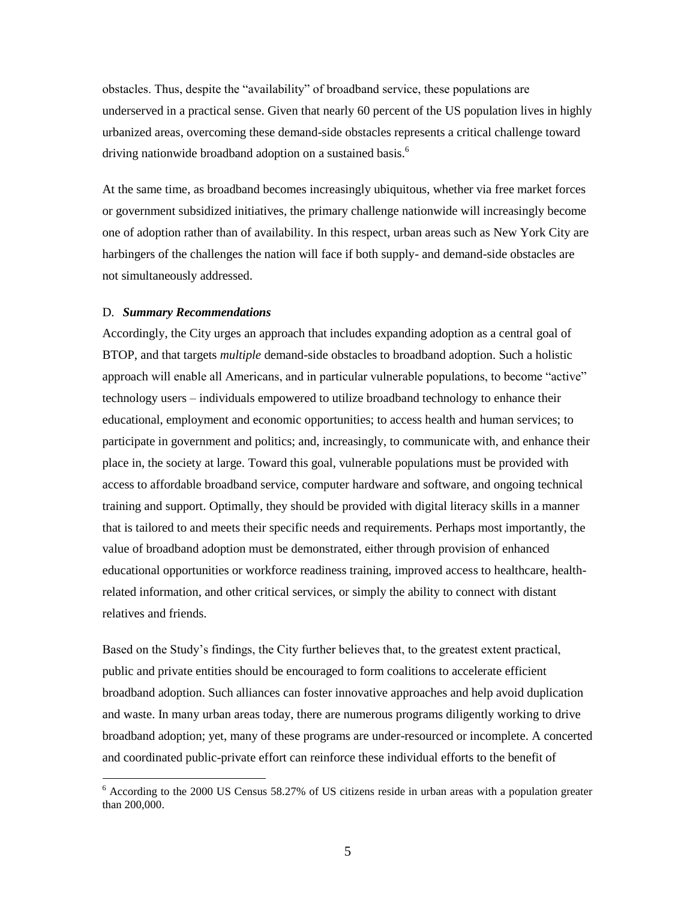obstacles. Thus, despite the "availability" of broadband service, these populations are underserved in a practical sense. Given that nearly 60 percent of the US population lives in highly urbanized areas, overcoming these demand-side obstacles represents a critical challenge toward driving nationwide broadband adoption on a sustained basis.[6]

At the same time, as broadband becomes increasingly ubiquitous, whether via free market forces or government subsidized initiatives, the primary challenge nationwide will increasingly become one of adoption rather than of availability. In this respect, urban areas such as New York City are harbingers of the challenges the nation will face if both supply- and demand-side obstacles are not simultaneously addressed.

### D. ***Summary Recommendations***

Accordingly, the City urges an approach that includes expanding adoption as a central goal of BTOP, and that targets *multiple* demand-side obstacles to broadband adoption. Such a holistic approach will enable all Americans, and in particular vulnerable populations, to become "active" technology users – individuals empowered to utilize broadband technology to enhance their educational, employment and economic opportunities; to access health and human services; to participate in government and politics; and, increasingly, to communicate with, and enhance their place in, the society at large. Toward this goal, vulnerable populations must be provided with access to affordable broadband service, computer hardware and software, and ongoing technical training and support. Optimally, they should be provided with digital literacy skills in a manner that is tailored to and meets their specific needs and requirements. Perhaps most importantly, the value of broadband adoption must be demonstrated, either through provision of enhanced educational opportunities or workforce readiness training, improved access to healthcare, health-related information, and other critical services, or simply the ability to connect with distant relatives and friends.

Based on the Study's findings, the City further believes that, to the greatest extent practical, public and private entities should be encouraged to form coalitions to accelerate efficient broadband adoption. Such alliances can foster innovative approaches and help avoid duplication and waste. In many urban areas today, there are numerous programs diligently working to drive broadband adoption; yet, many of these programs are under-resourced or incomplete. A concerted and coordinated public-private effort can reinforce these individual efforts to the benefit of

---

[6] According to the 2000 US Census 58.27% of US citizens reside in urban areas with a population greater than 200,000.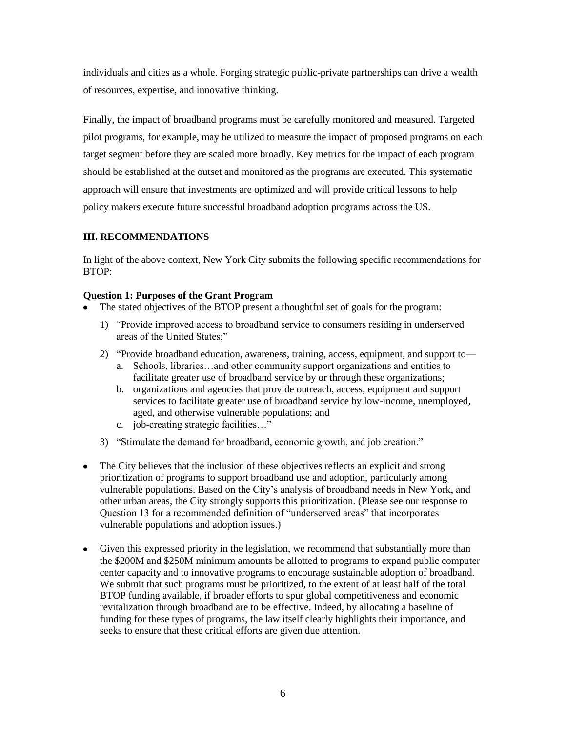individuals and cities as a whole. Forging strategic public-private partnerships can drive a wealth of resources, expertise, and innovative thinking.

Finally, the impact of broadband programs must be carefully monitored and measured. Targeted pilot programs, for example, may be utilized to measure the impact of proposed programs on each target segment before they are scaled more broadly. Key metrics for the impact of each program should be established at the outset and monitored as the programs are executed. This systematic approach will ensure that investments are optimized and will provide critical lessons to help policy makers execute future successful broadband adoption programs across the US.

## III. RECOMMENDATIONS

In light of the above context, New York City submits the following specific recommendations for BTOP:

### Question 1: Purposes of the Grant Program

- The stated objectives of the BTOP present a thoughtful set of goals for the program:
  1) "Provide improved access to broadband service to consumers residing in underserved areas of the United States;"
  2) "Provide broadband education, awareness, training, access, equipment, and support to—
     a. Schools, libraries…and other community support organizations and entities to facilitate greater use of broadband service by or through these organizations;
     b. organizations and agencies that provide outreach, access, equipment and support services to facilitate greater use of broadband service by low-income, unemployed, aged, and otherwise vulnerable populations; and
     c. job-creating strategic facilities…"
  3) "Stimulate the demand for broadband, economic growth, and job creation."
- The City believes that the inclusion of these objectives reflects an explicit and strong prioritization of programs to support broadband use and adoption, particularly among vulnerable populations. Based on the City's analysis of broadband needs in New York, and other urban areas, the City strongly supports this prioritization. (Please see our response to Question 13 for a recommended definition of "underserved areas" that incorporates vulnerable populations and adoption issues.)
- Given this expressed priority in the legislation, we recommend that substantially more than the \$200M and \$250M minimum amounts be allotted to programs to expand public computer center capacity and to innovative programs to encourage sustainable adoption of broadband. We submit that such programs must be prioritized, to the extent of at least half of the total BTOP funding available, if broader efforts to spur global competitiveness and economic revitalization through broadband are to be effective. Indeed, by allocating a baseline of funding for these types of programs, the law itself clearly highlights their importance, and seeks to ensure that these critical efforts are given due attention.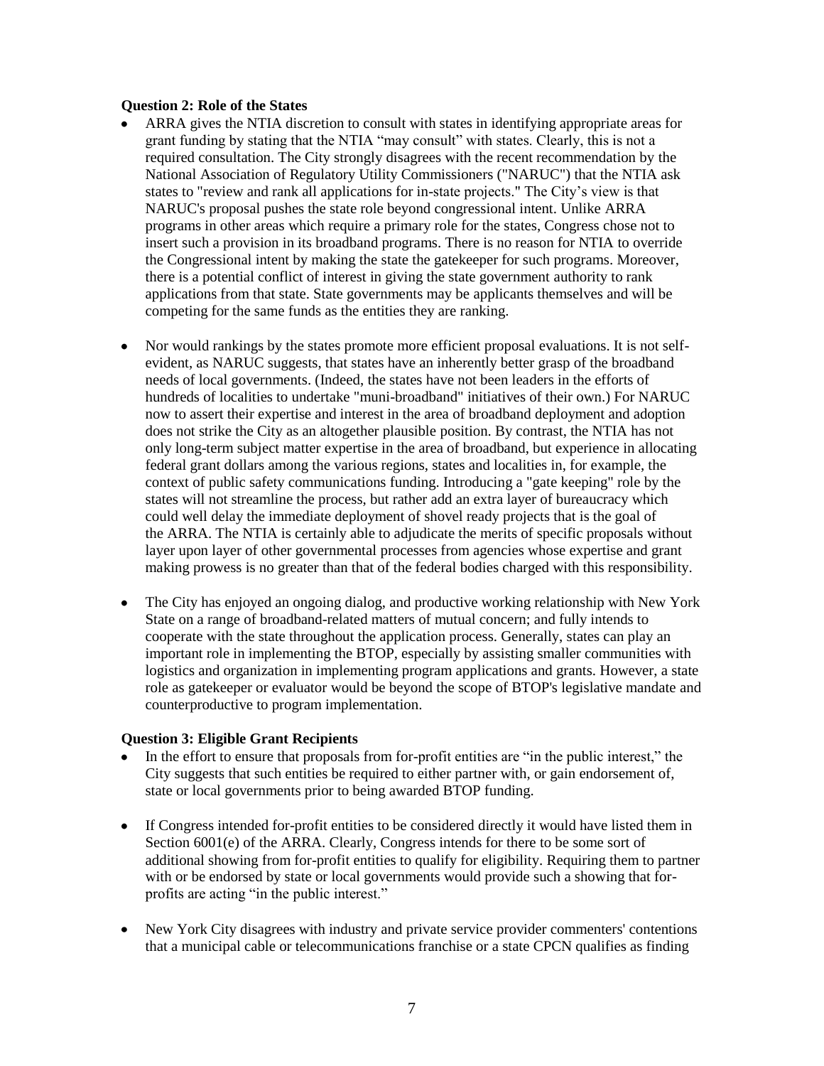**Question 2: Role of the States**

- ARRA gives the NTIA discretion to consult with states in identifying appropriate areas for grant funding by stating that the NTIA "may consult" with states. Clearly, this is not a required consultation. The City strongly disagrees with the recent recommendation by the National Association of Regulatory Utility Commissioners ("NARUC") that the NTIA ask states to "review and rank all applications for in-state projects." The City's view is that NARUC's proposal pushes the state role beyond congressional intent. Unlike ARRA programs in other areas which require a primary role for the states, Congress chose not to insert such a provision in its broadband programs. There is no reason for NTIA to override the Congressional intent by making the state the gatekeeper for such programs. Moreover, there is a potential conflict of interest in giving the state government authority to rank applications from that state. State governments may be applicants themselves and will be competing for the same funds as the entities they are ranking.

- Nor would rankings by the states promote more efficient proposal evaluations. It is not self-evident, as NARUC suggests, that states have an inherently better grasp of the broadband needs of local governments. (Indeed, the states have not been leaders in the efforts of hundreds of localities to undertake "muni-broadband" initiatives of their own.) For NARUC now to assert their expertise and interest in the area of broadband deployment and adoption does not strike the City as an altogether plausible position. By contrast, the NTIA has not only long-term subject matter expertise in the area of broadband, but experience in allocating federal grant dollars among the various regions, states and localities in, for example, the context of public safety communications funding. Introducing a "gate keeping" role by the states will not streamline the process, but rather add an extra layer of bureaucracy which could well delay the immediate deployment of shovel ready projects that is the goal of the ARRA. The NTIA is certainly able to adjudicate the merits of specific proposals without layer upon layer of other governmental processes from agencies whose expertise and grant making prowess is no greater than that of the federal bodies charged with this responsibility.

- The City has enjoyed an ongoing dialog, and productive working relationship with New York State on a range of broadband-related matters of mutual concern; and fully intends to cooperate with the state throughout the application process. Generally, states can play an important role in implementing the BTOP, especially by assisting smaller communities with logistics and organization in implementing program applications and grants. However, a state role as gatekeeper or evaluator would be beyond the scope of BTOP's legislative mandate and counterproductive to program implementation.

**Question 3: Eligible Grant Recipients**

- In the effort to ensure that proposals from for-profit entities are "in the public interest," the City suggests that such entities be required to either partner with, or gain endorsement of, state or local governments prior to being awarded BTOP funding.

- If Congress intended for-profit entities to be considered directly it would have listed them in Section 6001(e) of the ARRA. Clearly, Congress intends for there to be some sort of additional showing from for-profit entities to qualify for eligibility. Requiring them to partner with or be endorsed by state or local governments would provide such a showing that for-profits are acting "in the public interest."

- New York City disagrees with industry and private service provider commenters' contentions that a municipal cable or telecommunications franchise or a state CPCN qualifies as finding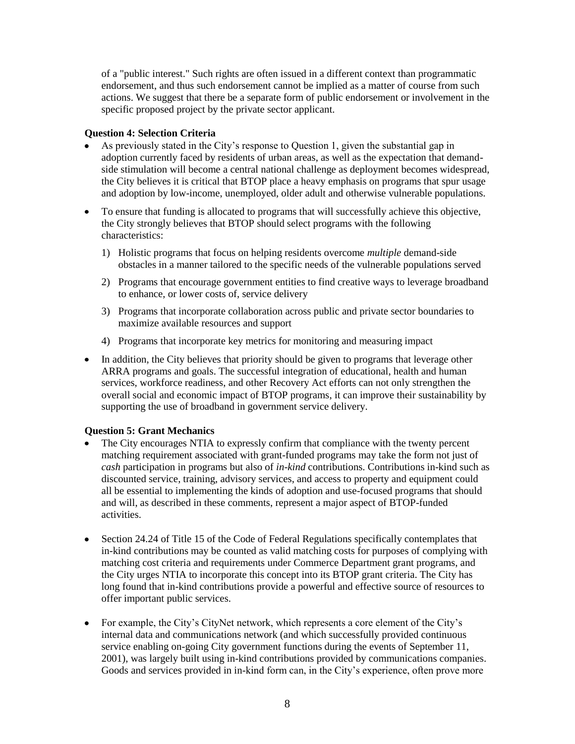of a "public interest." Such rights are often issued in a different context than programmatic endorsement, and thus such endorsement cannot be implied as a matter of course from such actions. We suggest that there be a separate form of public endorsement or involvement in the specific proposed project by the private sector applicant.

**Question 4: Selection Criteria**

- As previously stated in the City's response to Question 1, given the substantial gap in adoption currently faced by residents of urban areas, as well as the expectation that demand-side stimulation will become a central national challenge as deployment becomes widespread, the City believes it is critical that BTOP place a heavy emphasis on programs that spur usage and adoption by low-income, unemployed, older adult and otherwise vulnerable populations.
- To ensure that funding is allocated to programs that will successfully achieve this objective, the City strongly believes that BTOP should select programs with the following characteristics:
  1) Holistic programs that focus on helping residents overcome *multiple* demand-side obstacles in a manner tailored to the specific needs of the vulnerable populations served
  2) Programs that encourage government entities to find creative ways to leverage broadband to enhance, or lower costs of, service delivery
  3) Programs that incorporate collaboration across public and private sector boundaries to maximize available resources and support
  4) Programs that incorporate key metrics for monitoring and measuring impact
- In addition, the City believes that priority should be given to programs that leverage other ARRA programs and goals. The successful integration of educational, health and human services, workforce readiness, and other Recovery Act efforts can not only strengthen the overall social and economic impact of BTOP programs, it can improve their sustainability by supporting the use of broadband in government service delivery.

**Question 5: Grant Mechanics**

- The City encourages NTIA to expressly confirm that compliance with the twenty percent matching requirement associated with grant-funded programs may take the form not just of *cash* participation in programs but also of *in-kind* contributions. Contributions in-kind such as discounted service, training, advisory services, and access to property and equipment could all be essential to implementing the kinds of adoption and use-focused programs that should and will, as described in these comments, represent a major aspect of BTOP-funded activities.

- Section 24.24 of Title 15 of the Code of Federal Regulations specifically contemplates that in-kind contributions may be counted as valid matching costs for purposes of complying with matching cost criteria and requirements under Commerce Department grant programs, and the City urges NTIA to incorporate this concept into its BTOP grant criteria. The City has long found that in-kind contributions provide a powerful and effective source of resources to offer important public services.

- For example, the City's CityNet network, which represents a core element of the City's internal data and communications network (and which successfully provided continuous service enabling on-going City government functions during the events of September 11, 2001), was largely built using in-kind contributions provided by communications companies. Goods and services provided in in-kind form can, in the City's experience, often prove more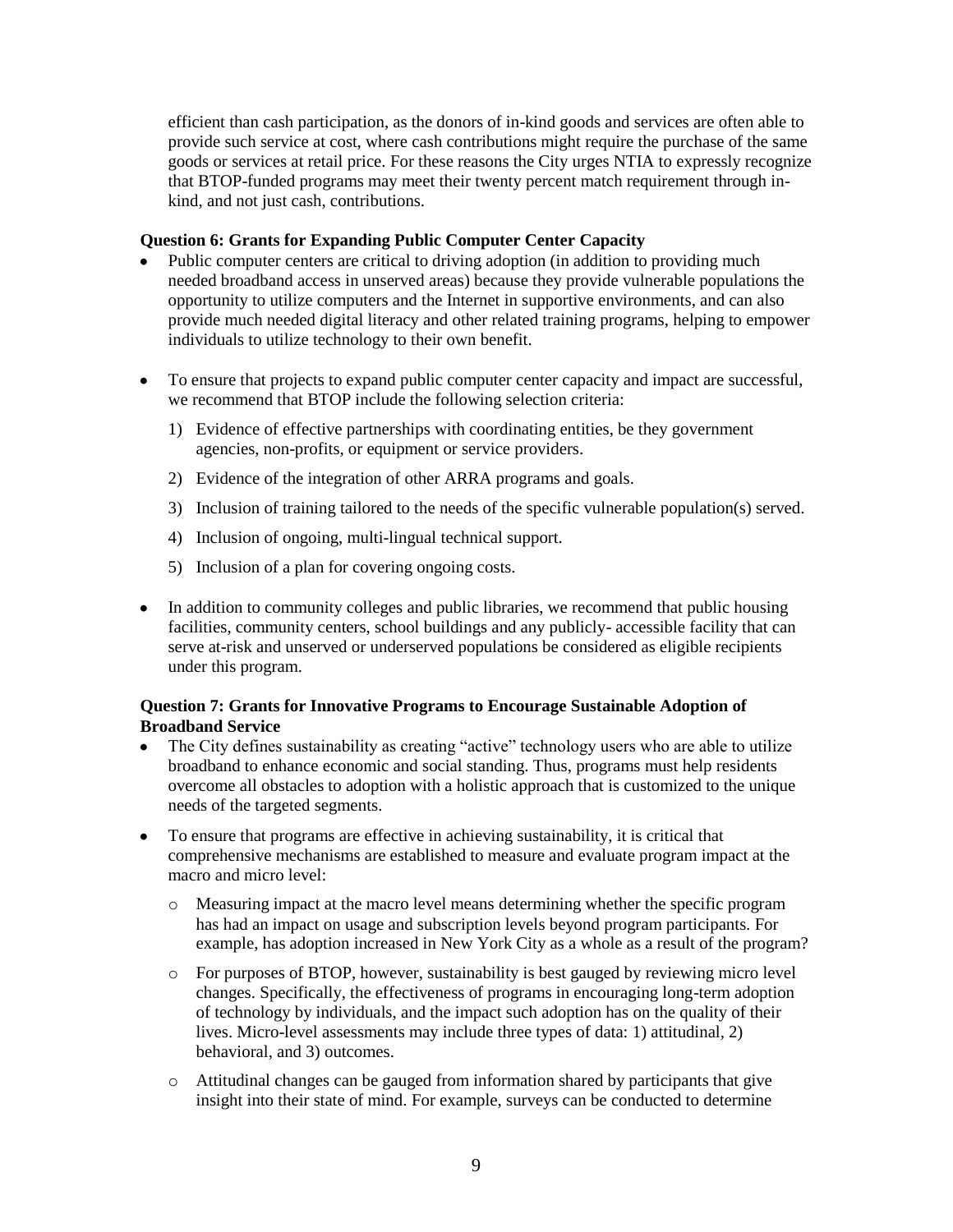efficient than cash participation, as the donors of in-kind goods and services are often able to provide such service at cost, where cash contributions might require the purchase of the same goods or services at retail price. For these reasons the City urges NTIA to expressly recognize that BTOP-funded programs may meet their twenty percent match requirement through in-kind, and not just cash, contributions.

**Question 6: Grants for Expanding Public Computer Center Capacity**

- Public computer centers are critical to driving adoption (in addition to providing much needed broadband access in unserved areas) because they provide vulnerable populations the opportunity to utilize computers and the Internet in supportive environments, and can also provide much needed digital literacy and other related training programs, helping to empower individuals to utilize technology to their own benefit.

- To ensure that projects to expand public computer center capacity and impact are successful, we recommend that BTOP include the following selection criteria:

  1) Evidence of effective partnerships with coordinating entities, be they government agencies, non-profits, or equipment or service providers.

  2) Evidence of the integration of other ARRA programs and goals.

  3) Inclusion of training tailored to the needs of the specific vulnerable population(s) served.

  4) Inclusion of ongoing, multi-lingual technical support.

  5) Inclusion of a plan for covering ongoing costs.

- In addition to community colleges and public libraries, we recommend that public housing facilities, community centers, school buildings and any publicly- accessible facility that can serve at-risk and unserved or underserved populations be considered as eligible recipients under this program.

**Question 7: Grants for Innovative Programs to Encourage Sustainable Adoption of Broadband Service**

- The City defines sustainability as creating "active" technology users who are able to utilize broadband to enhance economic and social standing. Thus, programs must help residents overcome all obstacles to adoption with a holistic approach that is customized to the unique needs of the targeted segments.

- To ensure that programs are effective in achieving sustainability, it is critical that comprehensive mechanisms are established to measure and evaluate program impact at the macro and micro level:

  - Measuring impact at the macro level means determining whether the specific program has had an impact on usage and subscription levels beyond program participants. For example, has adoption increased in New York City as a whole as a result of the program?

  - For purposes of BTOP, however, sustainability is best gauged by reviewing micro level changes. Specifically, the effectiveness of programs in encouraging long-term adoption of technology by individuals, and the impact such adoption has on the quality of their lives. Micro-level assessments may include three types of data: 1) attitudinal, 2) behavioral, and 3) outcomes.

  - Attitudinal changes can be gauged from information shared by participants that give insight into their state of mind. For example, surveys can be conducted to determine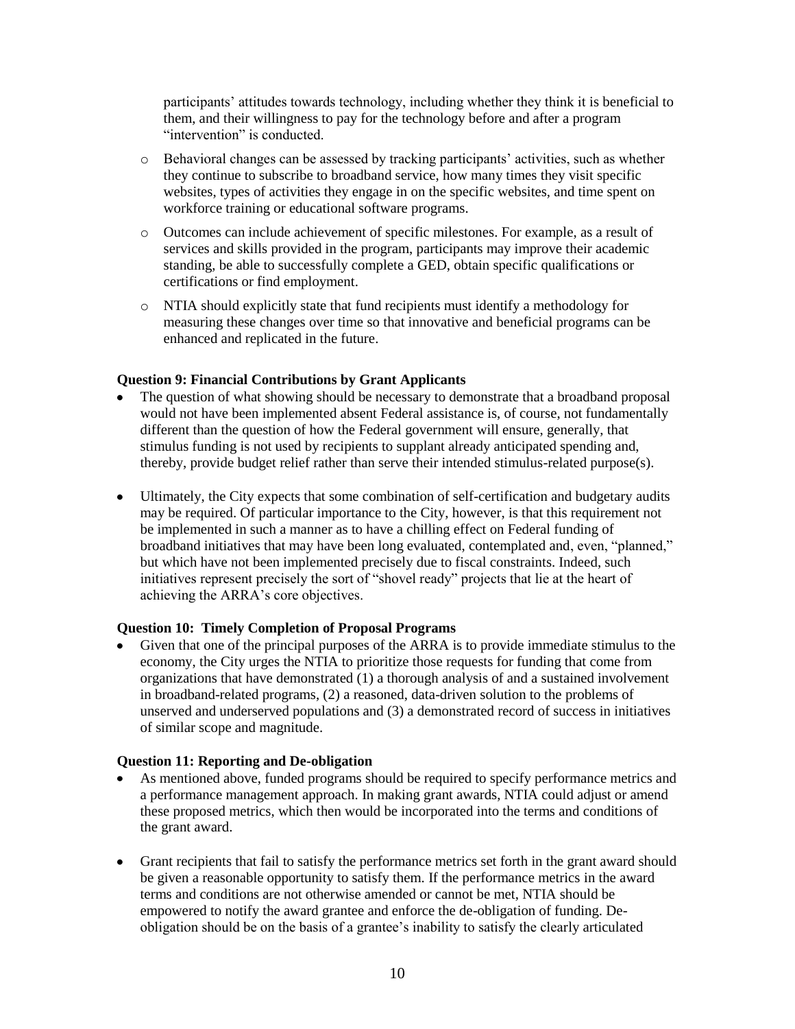participants' attitudes towards technology, including whether they think it is beneficial to them, and their willingness to pay for the technology before and after a program "intervention" is conducted.

- Behavioral changes can be assessed by tracking participants' activities, such as whether they continue to subscribe to broadband service, how many times they visit specific websites, types of activities they engage in on the specific websites, and time spent on workforce training or educational software programs.
- Outcomes can include achievement of specific milestones. For example, as a result of services and skills provided in the program, participants may improve their academic standing, be able to successfully complete a GED, obtain specific qualifications or certifications or find employment.
- NTIA should explicitly state that fund recipients must identify a methodology for measuring these changes over time so that innovative and beneficial programs can be enhanced and replicated in the future.

**Question 9: Financial Contributions by Grant Applicants**

- The question of what showing should be necessary to demonstrate that a broadband proposal would not have been implemented absent Federal assistance is, of course, not fundamentally different than the question of how the Federal government will ensure, generally, that stimulus funding is not used by recipients to supplant already anticipated spending and, thereby, provide budget relief rather than serve their intended stimulus-related purpose(s).

- Ultimately, the City expects that some combination of self-certification and budgetary audits may be required. Of particular importance to the City, however, is that this requirement not be implemented in such a manner as to have a chilling effect on Federal funding of broadband initiatives that may have been long evaluated, contemplated and, even, "planned," but which have not been implemented precisely due to fiscal constraints. Indeed, such initiatives represent precisely the sort of "shovel ready" projects that lie at the heart of achieving the ARRA's core objectives.

**Question 10: Timely Completion of Proposal Programs**

- Given that one of the principal purposes of the ARRA is to provide immediate stimulus to the economy, the City urges the NTIA to prioritize those requests for funding that come from organizations that have demonstrated (1) a thorough analysis of and a sustained involvement in broadband-related programs, (2) a reasoned, data-driven solution to the problems of unserved and underserved populations and (3) a demonstrated record of success in initiatives of similar scope and magnitude.

**Question 11: Reporting and De-obligation**

- As mentioned above, funded programs should be required to specify performance metrics and a performance management approach. In making grant awards, NTIA could adjust or amend these proposed metrics, which then would be incorporated into the terms and conditions of the grant award.

- Grant recipients that fail to satisfy the performance metrics set forth in the grant award should be given a reasonable opportunity to satisfy them. If the performance metrics in the award terms and conditions are not otherwise amended or cannot be met, NTIA should be empowered to notify the award grantee and enforce the de-obligation of funding. De-obligation should be on the basis of a grantee's inability to satisfy the clearly articulated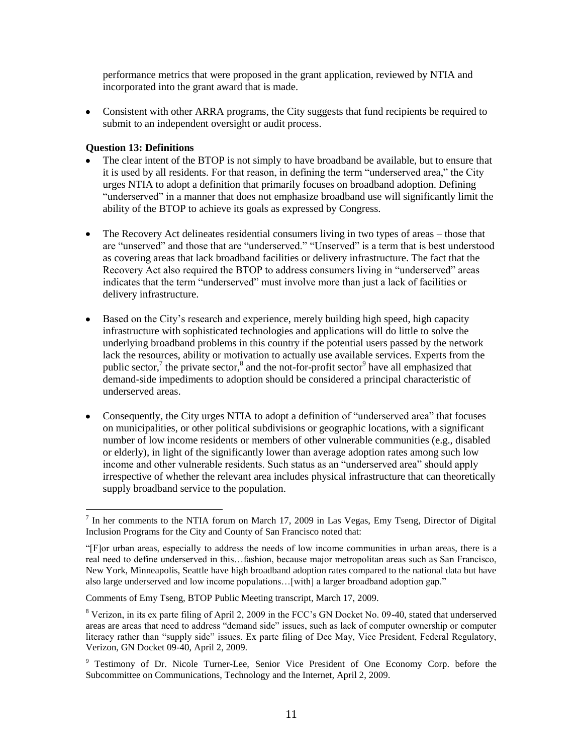performance metrics that were proposed in the grant application, reviewed by NTIA and incorporated into the grant award that is made.

- Consistent with other ARRA programs, the City suggests that fund recipients be required to submit to an independent oversight or audit process.

**Question 13: Definitions**

- The clear intent of the BTOP is not simply to have broadband be available, but to ensure that it is used by all residents. For that reason, in defining the term "underserved area," the City urges NTIA to adopt a definition that primarily focuses on broadband adoption. Defining "underserved" in a manner that does not emphasize broadband use will significantly limit the ability of the BTOP to achieve its goals as expressed by Congress.

- The Recovery Act delineates residential consumers living in two types of areas – those that are "unserved" and those that are "underserved." "Unserved" is a term that is best understood as covering areas that lack broadband facilities or delivery infrastructure. The fact that the Recovery Act also required the BTOP to address consumers living in "underserved" areas indicates that the term "underserved" must involve more than just a lack of facilities or delivery infrastructure.

- Based on the City's research and experience, merely building high speed, high capacity infrastructure with sophisticated technologies and applications will do little to solve the underlying broadband problems in this country if the potential users passed by the network lack the resources, ability or motivation to actually use available services. Experts from the public sector,[7] the private sector,[8] and the not-for-profit sector[9] have all emphasized that demand-side impediments to adoption should be considered a principal characteristic of underserved areas.

- Consequently, the City urges NTIA to adopt a definition of "underserved area" that focuses on municipalities, or other political subdivisions or geographic locations, with a significant number of low income residents or members of other vulnerable communities (e.g., disabled or elderly), in light of the significantly lower than average adoption rates among such low income and other vulnerable residents. Such status as an "underserved area" should apply irrespective of whether the relevant area includes physical infrastructure that can theoretically supply broadband service to the population.

---

[7] In her comments to the NTIA forum on March 17, 2009 in Las Vegas, Emy Tseng, Director of Digital Inclusion Programs for the City and County of San Francisco noted that:

"[F]or urban areas, especially to address the needs of low income communities in urban areas, there is a real need to define underserved in this…fashion, because major metropolitan areas such as San Francisco, New York, Minneapolis, Seattle have high broadband adoption rates compared to the national data but have also large underserved and low income populations…[with] a larger broadband adoption gap."

Comments of Emy Tseng, BTOP Public Meeting transcript, March 17, 2009.

[8] Verizon, in its ex parte filing of April 2, 2009 in the FCC's GN Docket No. 09-40, stated that underserved areas are areas that need to address "demand side" issues, such as lack of computer ownership or computer literacy rather than "supply side" issues. Ex parte filing of Dee May, Vice President, Federal Regulatory, Verizon, GN Docket 09-40, April 2, 2009.

[9] Testimony of Dr. Nicole Turner-Lee, Senior Vice President of One Economy Corp. before the Subcommittee on Communications, Technology and the Internet, April 2, 2009.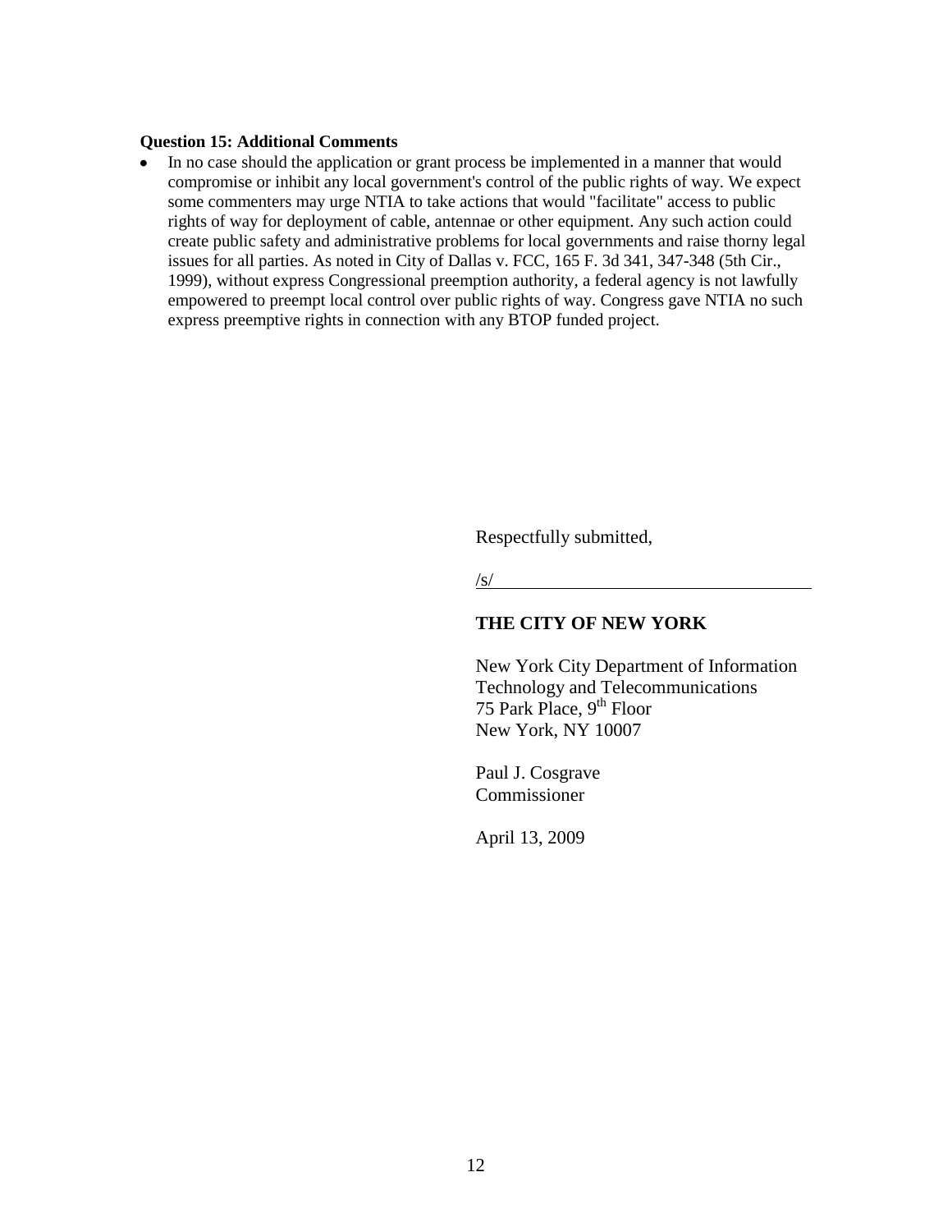**Question 15: Additional Comments**

- In no case should the application or grant process be implemented in a manner that would compromise or inhibit any local government's control of the public rights of way. We expect some commenters may urge NTIA to take actions that would "facilitate" access to public rights of way for deployment of cable, antennae or other equipment. Any such action could create public safety and administrative problems for local governments and raise thorny legal issues for all parties. As noted in City of Dallas v. FCC, 165 F. 3d 341, 347-348 (5th Cir., 1999), without express Congressional preemption authority, a federal agency is not lawfully empowered to preempt local control over public rights of way. Congress gave NTIA no such express preemptive rights in connection with any BTOP funded project.

Respectfully submitted,

/s/

**THE CITY OF NEW YORK**

New York City Department of Information Technology and Telecommunications
75 Park Place, 9th Floor
New York, NY 10007

Paul J. Cosgrave
Commissioner

April 13, 2009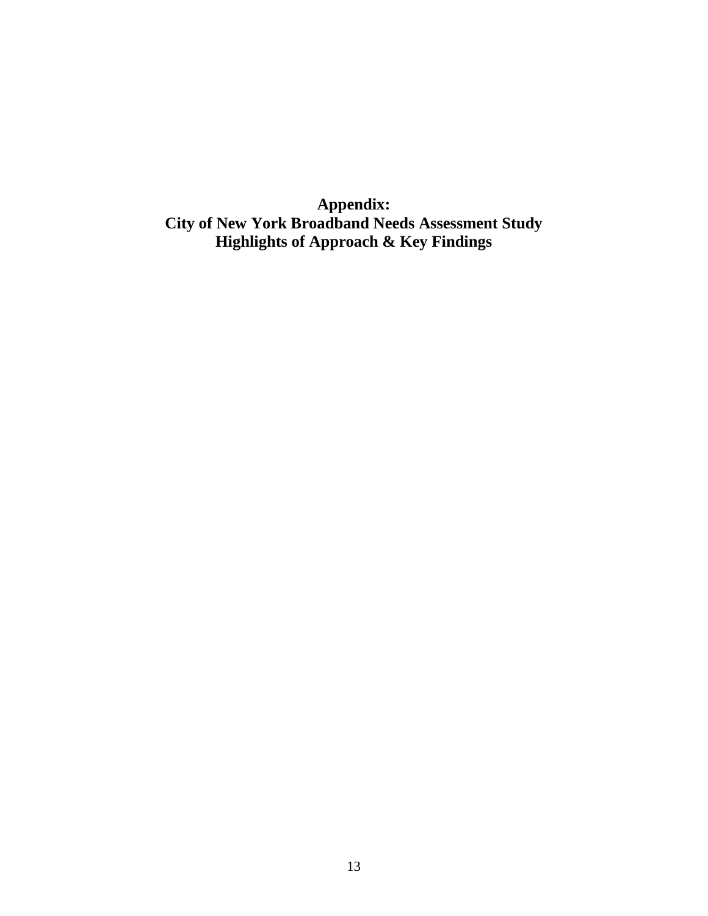# Appendix:
# City of New York Broadband Needs Assessment Study
# Highlights of Approach & Key Findings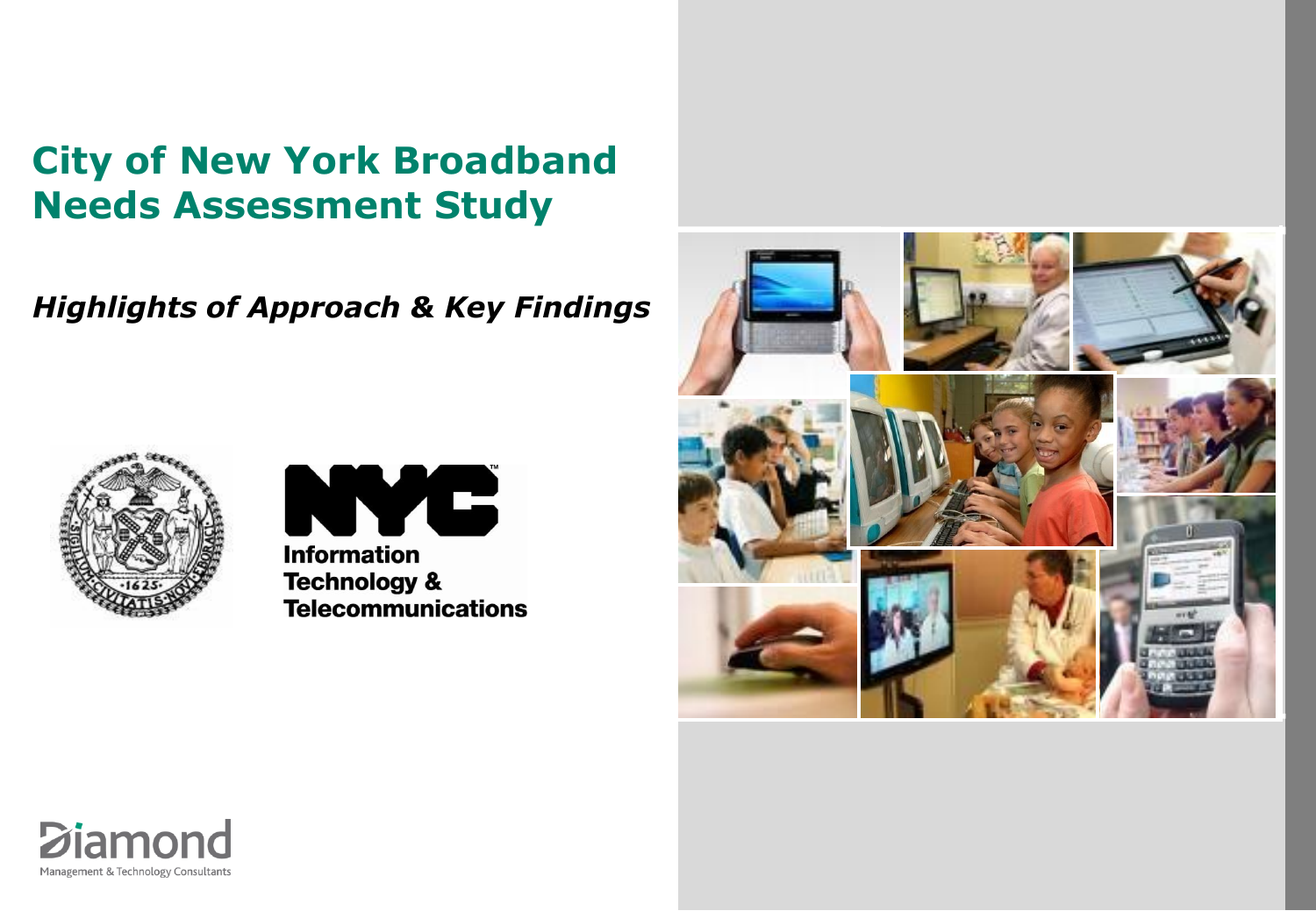# City of New York Broadband Needs Assessment Study

## *Highlights of Approach & Key Findings*

Information Technology & Telecommunications

Diamond

Management & Technology Consultants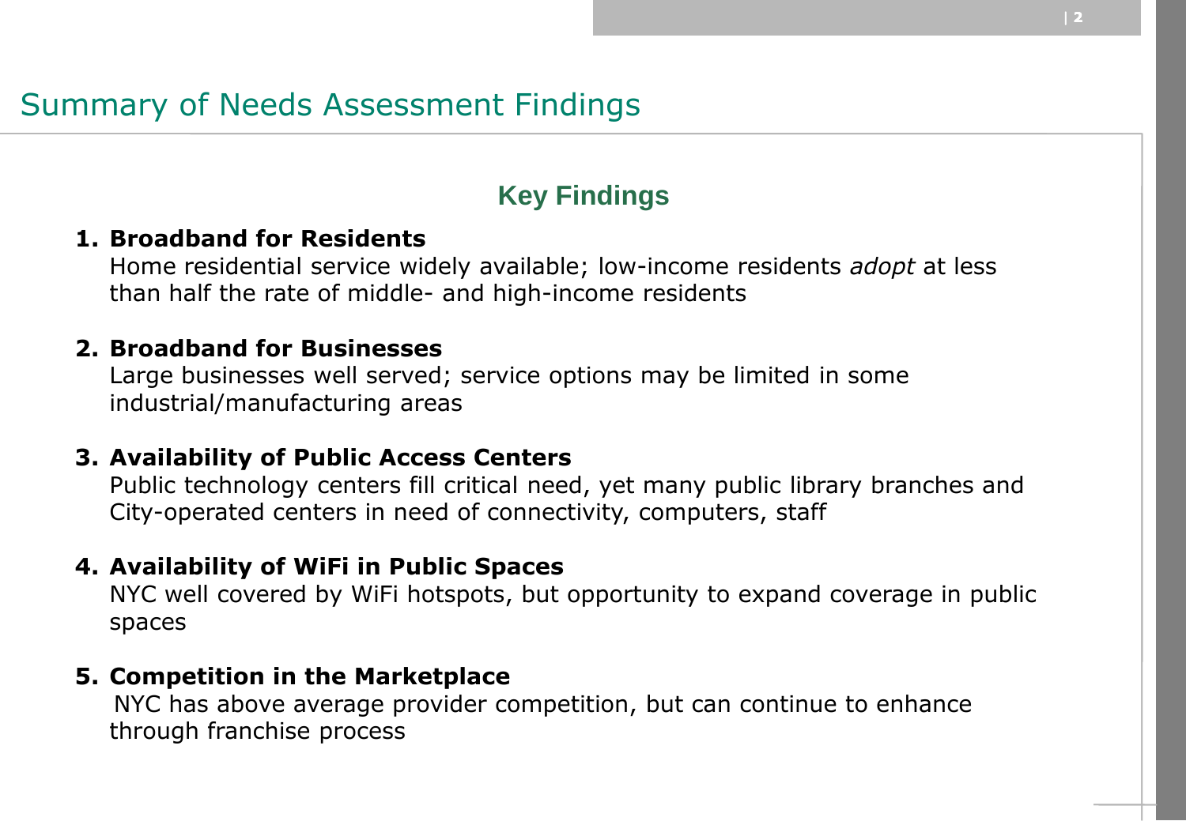# Summary of Needs Assessment Findings

## Key Findings

1. **Broadband for Residents**
   Home residential service widely available; low-income residents *adopt* at less than half the rate of middle- and high-income residents

2. **Broadband for Businesses**
   Large businesses well served; service options may be limited in some industrial/manufacturing areas

3. **Availability of Public Access Centers**
   Public technology centers fill critical need, yet many public library branches and City-operated centers in need of connectivity, computers, staff

4. **Availability of WiFi in Public Spaces**
   NYC well covered by WiFi hotspots, but opportunity to expand coverage in public spaces

5. **Competition in the Marketplace**
   NYC has above average provider competition, but can continue to enhance through franchise process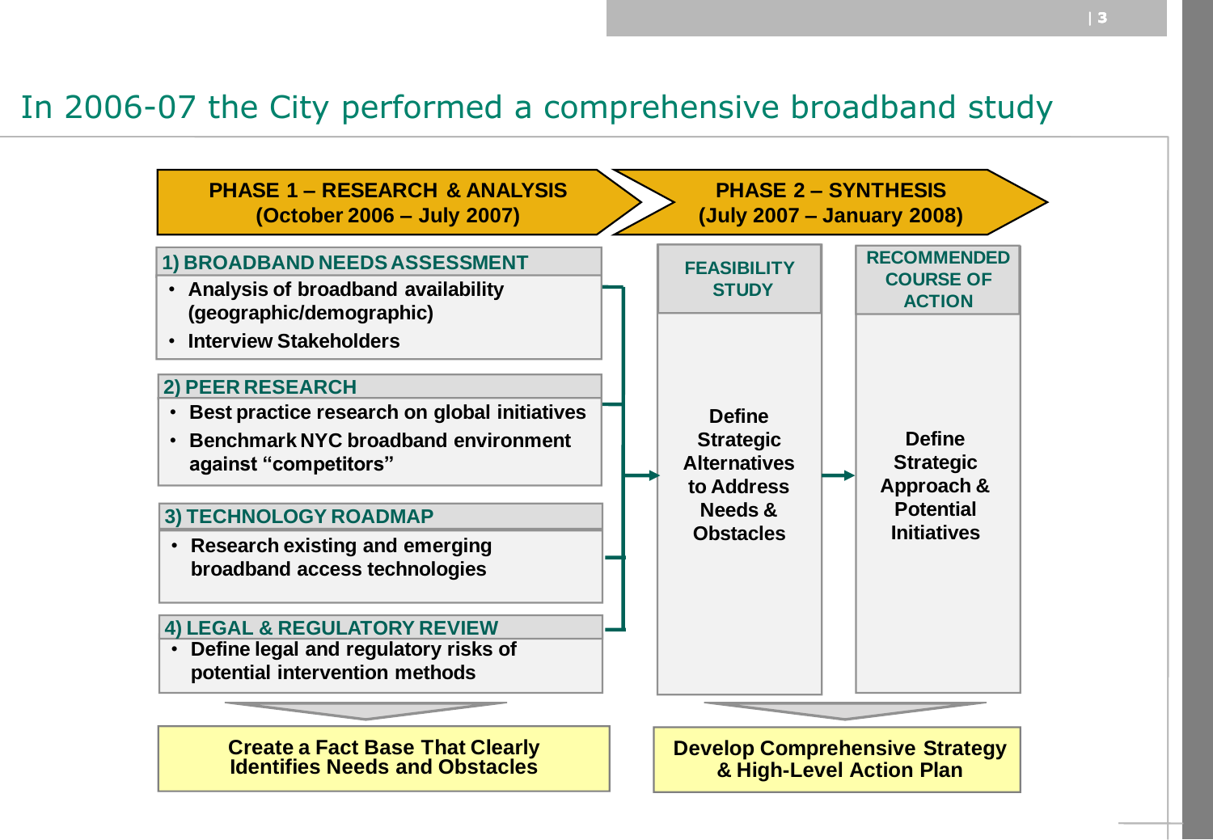# In 2006-07 the City performed a comprehensive broadband study

## PHASE 1 – RESEARCH & ANALYSIS (October 2006 – July 2007)

### 1) BROADBAND NEEDS ASSESSMENT

- Analysis of broadband availability (geographic/demographic)
- Interview Stakeholders

### 2) PEER RESEARCH

- Best practice research on global initiatives
- Benchmark NYC broadband environment against "competitors"

### 3) TECHNOLOGY ROADMAP

- Research existing and emerging broadband access technologies

### 4) LEGAL & REGULATORY REVIEW

- Define legal and regulatory risks of potential intervention methods

**Create a Fact Base That Clearly Identifies Needs and Obstacles**

## PHASE 2 – SYNTHESIS (July 2007 – January 2008)

### FEASIBILITY STUDY

Define Strategic Alternatives to Address Needs & Obstacles

### RECOMMENDED COURSE OF ACTION

Define Strategic Approach & Potential Initiatives

**Develop Comprehensive Strategy & High-Level Action Plan**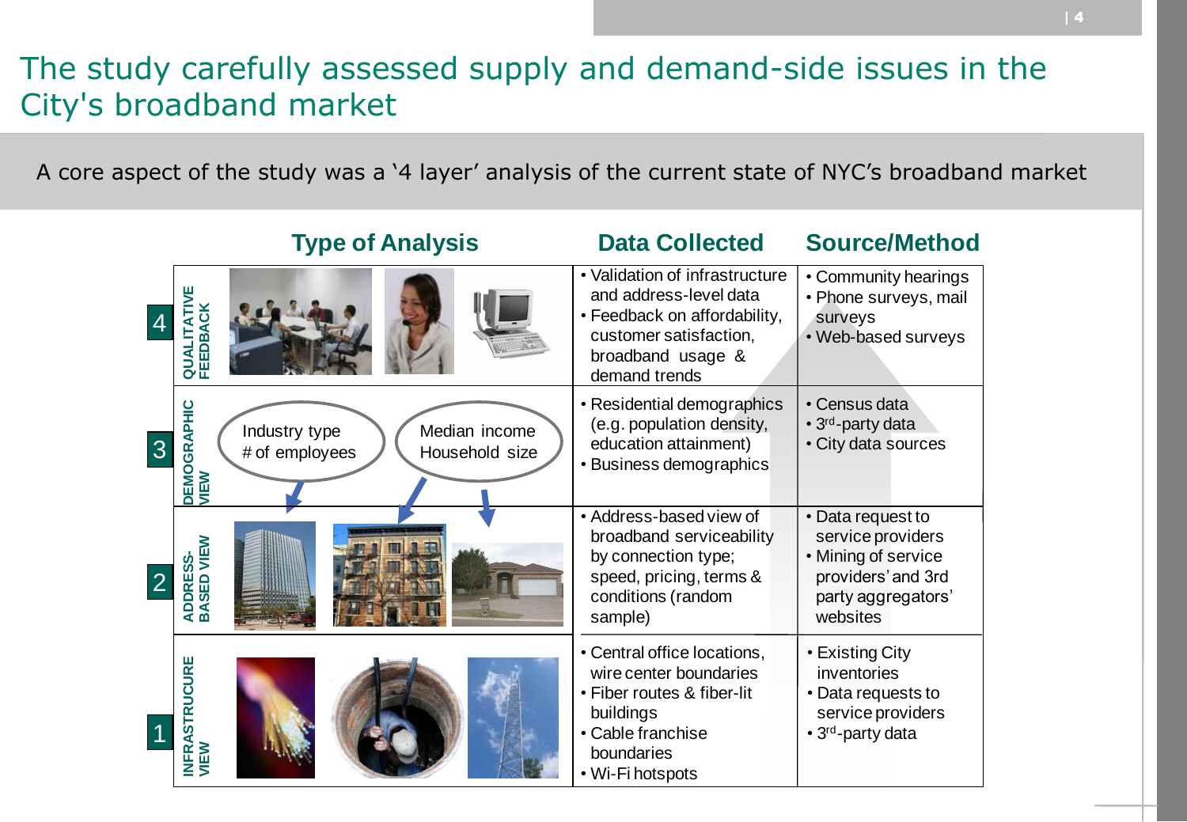# The study carefully assessed supply and demand-side issues in the City's broadband market

A core aspect of the study was a '4 layer' analysis of the current state of NYC's broadband market

| | Type of Analysis | Data Collected | Source/Method |
|---|---|---|---|
| 4 | QUALITATIVE FEEDBACK | • Validation of infrastructure and address-level data<br>• Feedback on affordability, customer satisfaction, broadband usage & demand trends | • Community hearings<br>• Phone surveys, mail surveys<br>• Web-based surveys |
| 3 | DEMOGRAPHIC VIEW<br>Industry type<br># of employees<br>Median income<br>Household size | • Residential demographics (e.g. population density, education attainment)<br>• Business demographics | • Census data<br>• 3rd-party data<br>• City data sources |
| 2 | ADDRESS-BASED VIEW | • Address-based view of broadband serviceability by connection type; speed, pricing, terms & conditions (random sample) | • Data request to service providers<br>• Mining of service providers' and 3rd party aggregators' websites |
| 1 | INFRASTRUCURE VIEW | • Central office locations, wire center boundaries<br>• Fiber routes & fiber-lit buildings<br>• Cable franchise boundaries<br>• Wi-Fi hotspots | • Existing City inventories<br>• Data requests to service providers<br>• 3rd-party data |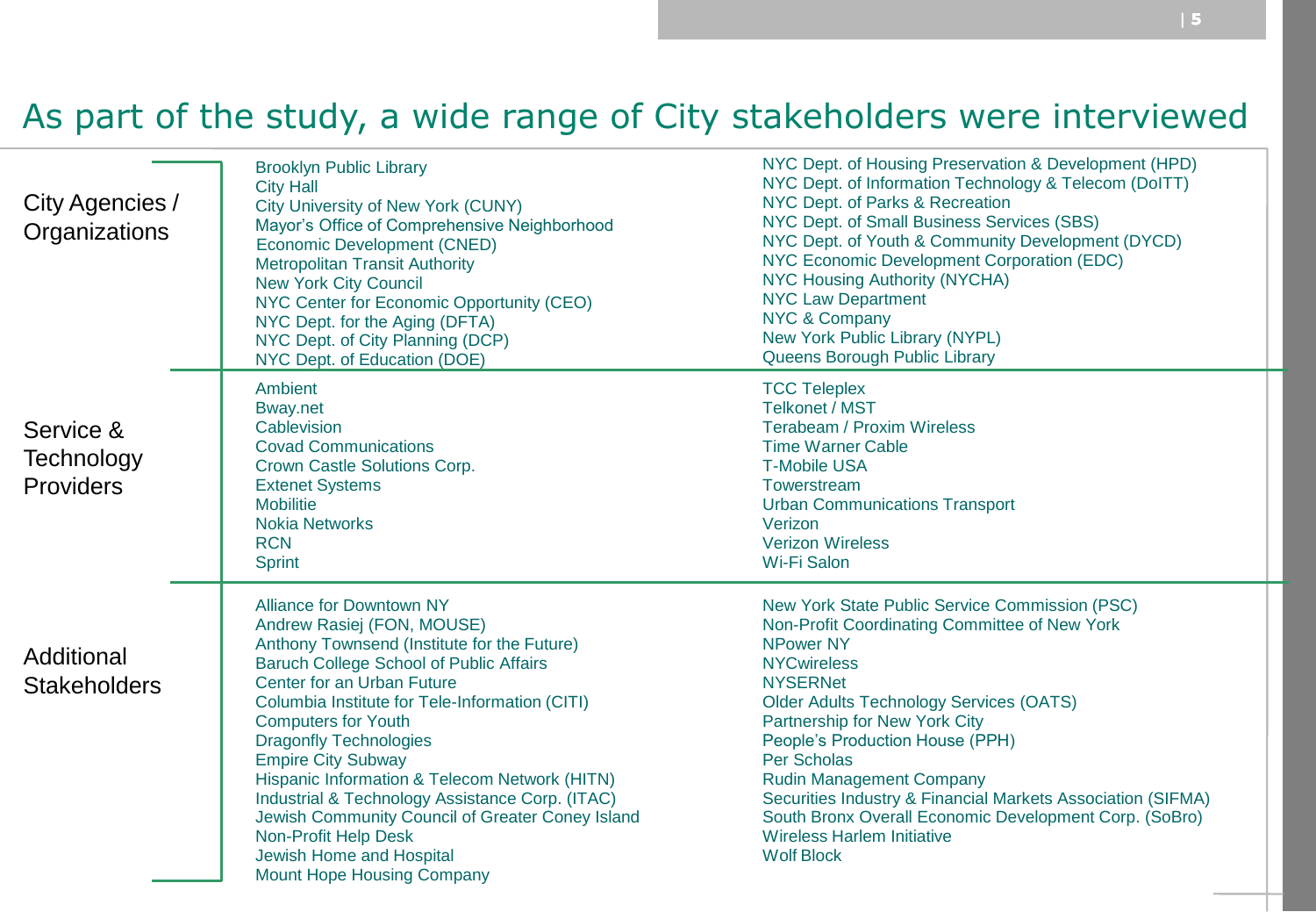# As part of the study, a wide range of City stakeholders were interviewed

## City Agencies / Organizations

- Brooklyn Public Library
- City Hall
- City University of New York (CUNY)
- Mayor's Office of Comprehensive Neighborhood Economic Development (CNED)
- Metropolitan Transit Authority
- New York City Council
- NYC Center for Economic Opportunity (CEO)
- NYC Dept. for the Aging (DFTA)
- NYC Dept. of City Planning (DCP)
- NYC Dept. of Education (DOE)
- NYC Dept. of Housing Preservation & Development (HPD)
- NYC Dept. of Information Technology & Telecom (DoITT)
- NYC Dept. of Parks & Recreation
- NYC Dept. of Small Business Services (SBS)
- NYC Dept. of Youth & Community Development (DYCD)
- NYC Economic Development Corporation (EDC)
- NYC Housing Authority (NYCHA)
- NYC Law Department
- NYC & Company
- New York Public Library (NYPL)
- Queens Borough Public Library

## Service & Technology Providers

- Ambient
- Bway.net
- Cablevision
- Covad Communications
- Crown Castle Solutions Corp.
- Extenet Systems
- Mobilitie
- Nokia Networks
- RCN
- Sprint
- TCC Teleplex
- Telkonet / MST
- Terabeam / Proxim Wireless
- Time Warner Cable
- T-Mobile USA
- Towerstream
- Urban Communications Transport
- Verizon
- Verizon Wireless
- Wi-Fi Salon

## Additional Stakeholders

- Alliance for Downtown NY
- Andrew Rasiej (FON, MOUSE)
- Anthony Townsend (Institute for the Future)
- Baruch College School of Public Affairs
- Center for an Urban Future
- Columbia Institute for Tele-Information (CITI)
- Computers for Youth
- Dragonfly Technologies
- Empire City Subway
- Hispanic Information & Telecom Network (HITN)
- Industrial & Technology Assistance Corp. (ITAC)
- Jewish Community Council of Greater Coney Island
- Non-Profit Help Desk
- Jewish Home and Hospital
- Mount Hope Housing Company
- New York State Public Service Commission (PSC)
- Non-Profit Coordinating Committee of New York
- NPower NY
- NYCwireless
- NYSERNet
- Older Adults Technology Services (OATS)
- Partnership for New York City
- People's Production House (PPH)
- Per Scholas
- Rudin Management Company
- Securities Industry & Financial Markets Association (SIFMA)
- South Bronx Overall Economic Development Corp. (SoBro)
- Wireless Harlem Initiative
- Wolf Block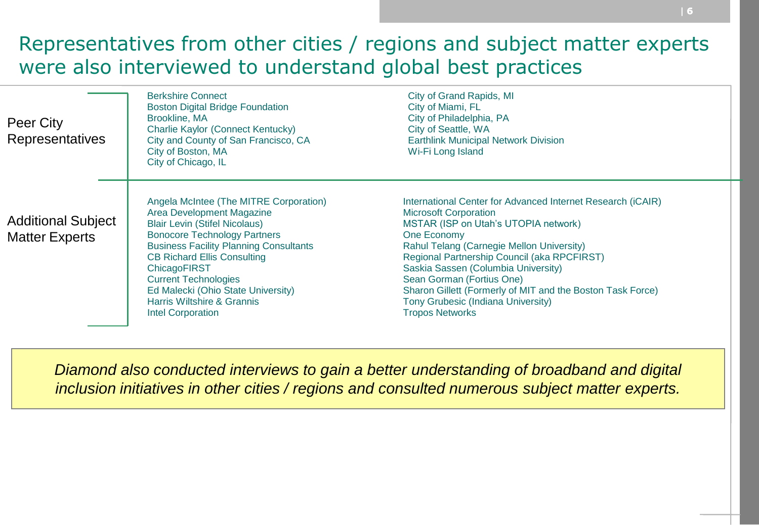# Representatives from other cities / regions and subject matter experts were also interviewed to understand global best practices

## Peer City Representatives

- Berkshire Connect
- Boston Digital Bridge Foundation
- Brookline, MA
- Charlie Kaylor (Connect Kentucky)
- City and County of San Francisco, CA
- City of Boston, MA
- City of Chicago, IL
- City of Grand Rapids, MI
- City of Miami, FL
- City of Philadelphia, PA
- City of Seattle, WA
- Earthlink Municipal Network Division
- Wi-Fi Long Island

## Additional Subject Matter Experts

- Angela McIntee (The MITRE Corporation)
- Area Development Magazine
- Blair Levin (Stifel Nicolaus)
- Bonocore Technology Partners
- Business Facility Planning Consultants
- CB Richard Ellis Consulting
- ChicagoFIRST
- Current Technologies
- Ed Malecki (Ohio State University)
- Harris Wiltshire & Grannis
- Intel Corporation
- International Center for Advanced Internet Research (iCAIR)
- Microsoft Corporation
- MSTAR (ISP on Utah's UTOPIA network)
- One Economy
- Rahul Telang (Carnegie Mellon University)
- Regional Partnership Council (aka RPCFIRST)
- Saskia Sassen (Columbia University)
- Sean Gorman (Fortius One)
- Sharon Gillett (Formerly of MIT and the Boston Task Force)
- Tony Grubesic (Indiana University)
- Tropos Networks

*Diamond also conducted interviews to gain a better understanding of broadband and digital inclusion initiatives in other cities / regions and consulted numerous subject matter experts.*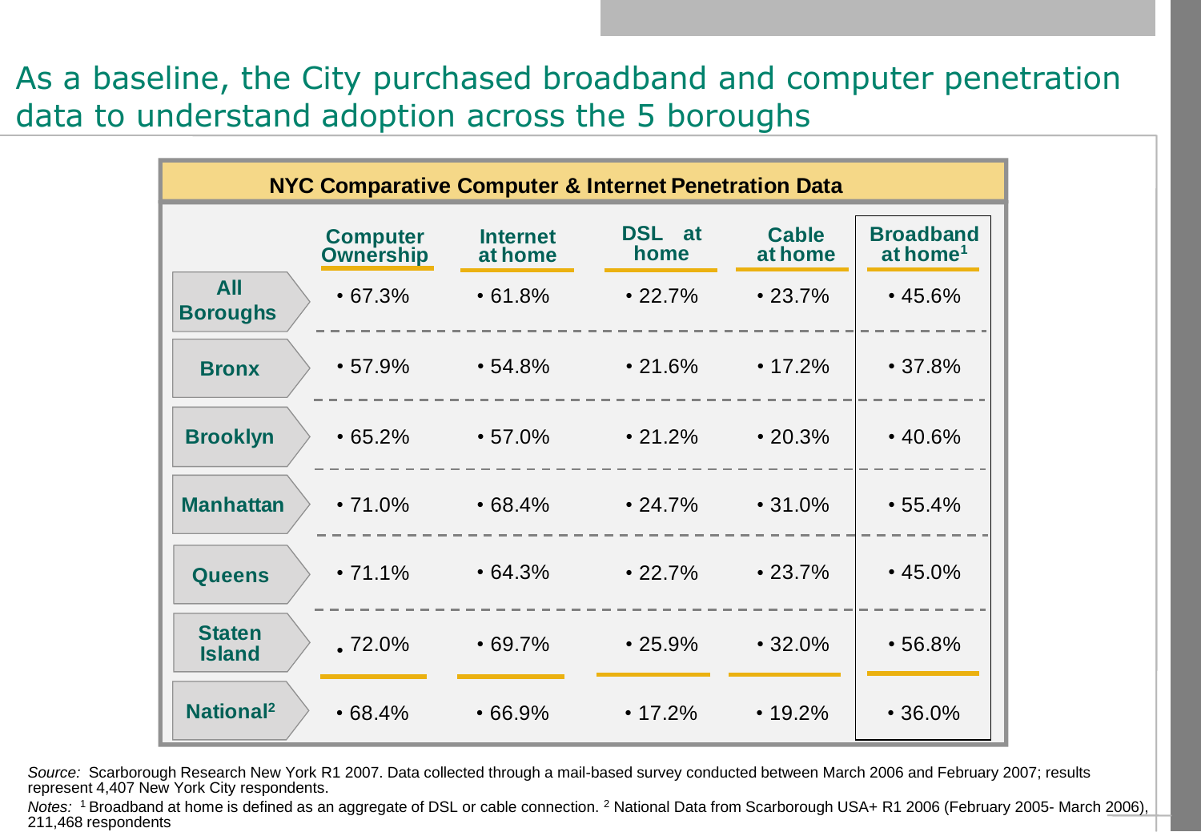# As a baseline, the City purchased broadband and computer penetration data to understand adoption across the 5 boroughs

**NYC Comparative Computer & Internet Penetration Data**

| | Computer Ownership | Internet at home | DSL at home | Cable at home | Broadband at home[1] |
|---|---|---|---|---|---|
| **All Boroughs** | 67.3% | 61.8% | 22.7% | 23.7% | 45.6% |
| **Bronx** | 57.9% | 54.8% | 21.6% | 17.2% | 37.8% |
| **Brooklyn** | 65.2% | 57.0% | 21.2% | 20.3% | 40.6% |
| **Manhattan** | 71.0% | 68.4% | 24.7% | 31.0% | 55.4% |
| **Queens** | 71.1% | 64.3% | 22.7% | 23.7% | 45.0% |
| **Staten Island** | 72.0% | 69.7% | 25.9% | 32.0% | 56.8% |
| **National[2]** | 68.4% | 66.9% | 17.2% | 19.2% | 36.0% |

*Source:* Scarborough Research New York R1 2007. Data collected through a mail-based survey conducted between March 2006 and February 2007; results represent 4,407 New York City respondents.

*Notes:* [1] Broadband at home is defined as an aggregate of DSL or cable connection. [2] National Data from Scarborough USA+ R1 2006 (February 2005- March 2006), 211,468 respondents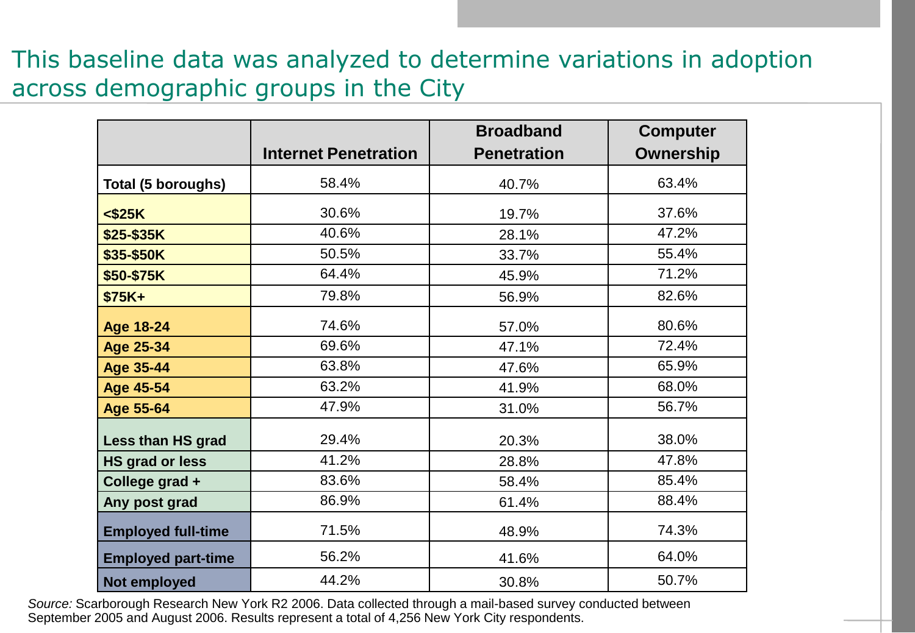# This baseline data was analyzed to determine variations in adoption across demographic groups in the City

| | Internet Penetration | Broadband Penetration | Computer Ownership |
|---|---|---|---|
| **Total (5 boroughs)** | 58.4% | 40.7% | 63.4% |
| **<$25K** | 30.6% | 19.7% | 37.6% |
| **$25-$35K** | 40.6% | 28.1% | 47.2% |
| **$35-$50K** | 50.5% | 33.7% | 55.4% |
| **$50-$75K** | 64.4% | 45.9% | 71.2% |
| **$75K+** | 79.8% | 56.9% | 82.6% |
| **Age 18-24** | 74.6% | 57.0% | 80.6% |
| **Age 25-34** | 69.6% | 47.1% | 72.4% |
| **Age 35-44** | 63.8% | 47.6% | 65.9% |
| **Age 45-54** | 63.2% | 41.9% | 68.0% |
| **Age 55-64** | 47.9% | 31.0% | 56.7% |
| **Less than HS grad** | 29.4% | 20.3% | 38.0% |
| **HS grad or less** | 41.2% | 28.8% | 47.8% |
| **College grad +** | 83.6% | 58.4% | 85.4% |
| **Any post grad** | 86.9% | 61.4% | 88.4% |
| **Employed full-time** | 71.5% | 48.9% | 74.3% |
| **Employed part-time** | 56.2% | 41.6% | 64.0% |
| **Not employed** | 44.2% | 30.8% | 50.7% |

*Source:* Scarborough Research New York R2 2006. Data collected through a mail-based survey conducted between September 2005 and August 2006. Results represent a total of 4,256 New York City respondents.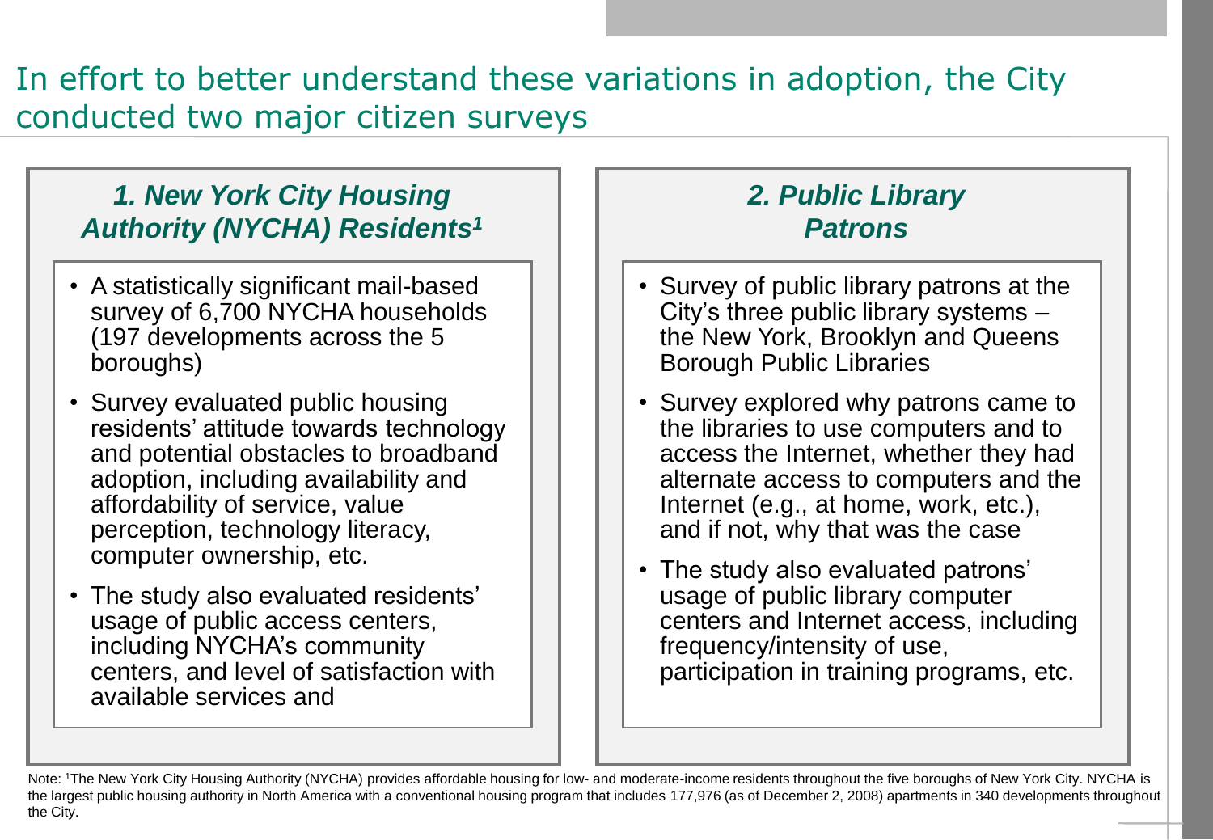# In effort to better understand these variations in adoption, the City conducted two major citizen surveys

### *1. New York City Housing Authority (NYCHA) Residents[1]*

- A statistically significant mail-based survey of 6,700 NYCHA households (197 developments across the 5 boroughs)
- Survey evaluated public housing residents' attitude towards technology and potential obstacles to broadband adoption, including availability and affordability of service, value perception, technology literacy, computer ownership, etc.
- The study also evaluated residents' usage of public access centers, including NYCHA's community centers, and level of satisfaction with available services and

### *2. Public Library Patrons*

- Survey of public library patrons at the City's three public library systems – the New York, Brooklyn and Queens Borough Public Libraries
- Survey explored why patrons came to the libraries to use computers and to access the Internet, whether they had alternate access to computers and the Internet (e.g., at home, work, etc.), and if not, why that was the case
- The study also evaluated patrons' usage of public library computer centers and Internet access, including frequency/intensity of use, participation in training programs, etc.

Note: [1]The New York City Housing Authority (NYCHA) provides affordable housing for low- and moderate-income residents throughout the five boroughs of New York City. NYCHA is the largest public housing authority in North America with a conventional housing program that includes 177,976 (as of December 2, 2008) apartments in 340 developments throughout the City.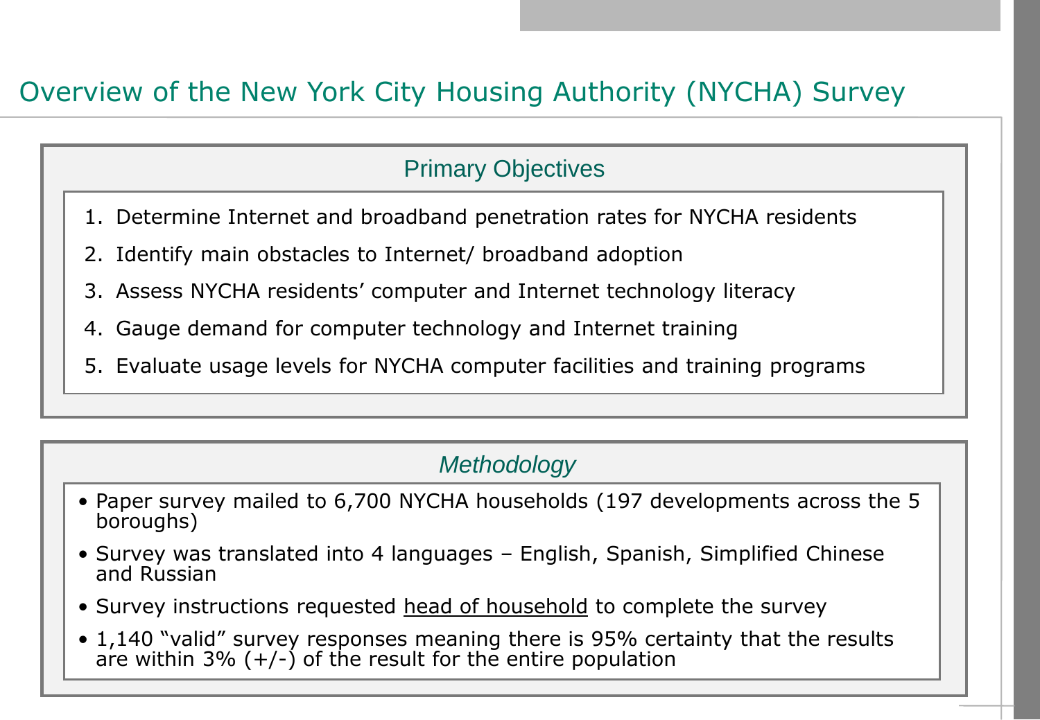# Overview of the New York City Housing Authority (NYCHA) Survey

## Primary Objectives

1. Determine Internet and broadband penetration rates for NYCHA residents
2. Identify main obstacles to Internet/ broadband adoption
3. Assess NYCHA residents' computer and Internet technology literacy
4. Gauge demand for computer technology and Internet training
5. Evaluate usage levels for NYCHA computer facilities and training programs

## *Methodology*

- Paper survey mailed to 6,700 NYCHA households (197 developments across the 5 boroughs)
- Survey was translated into 4 languages – English, Spanish, Simplified Chinese and Russian
- Survey instructions requested <u>head of household</u> to complete the survey
- 1,140 "valid" survey responses meaning there is 95% certainty that the results are within 3% (+/-) of the result for the entire population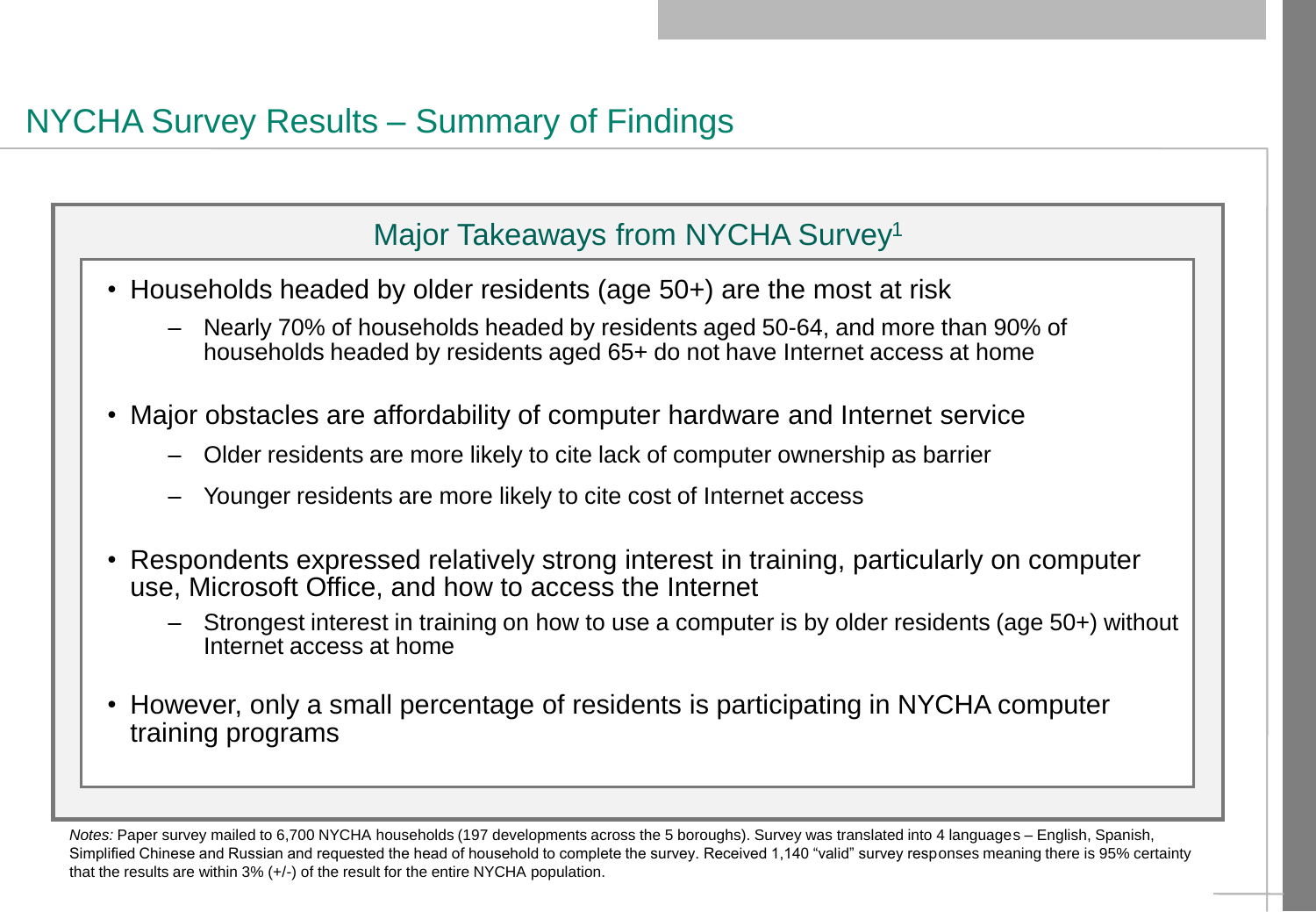# NYCHA Survey Results – Summary of Findings

## Major Takeaways from NYCHA Survey[1]

- Households headed by older residents (age 50+) are the most at risk
  - Nearly 70% of households headed by residents aged 50-64, and more than 90% of households headed by residents aged 65+ do not have Internet access at home
- Major obstacles are affordability of computer hardware and Internet service
  - Older residents are more likely to cite lack of computer ownership as barrier
  - Younger residents are more likely to cite cost of Internet access
- Respondents expressed relatively strong interest in training, particularly on computer use, Microsoft Office, and how to access the Internet
  - Strongest interest in training on how to use a computer is by older residents (age 50+) without Internet access at home
- However, only a small percentage of residents is participating in NYCHA computer training programs

*Notes:* Paper survey mailed to 6,700 NYCHA households (197 developments across the 5 boroughs). Survey was translated into 4 languages – English, Spanish, Simplified Chinese and Russian and requested the head of household to complete the survey. Received 1,140 "valid" survey responses meaning there is 95% certainty that the results are within 3% (+/-) of the result for the entire NYCHA population.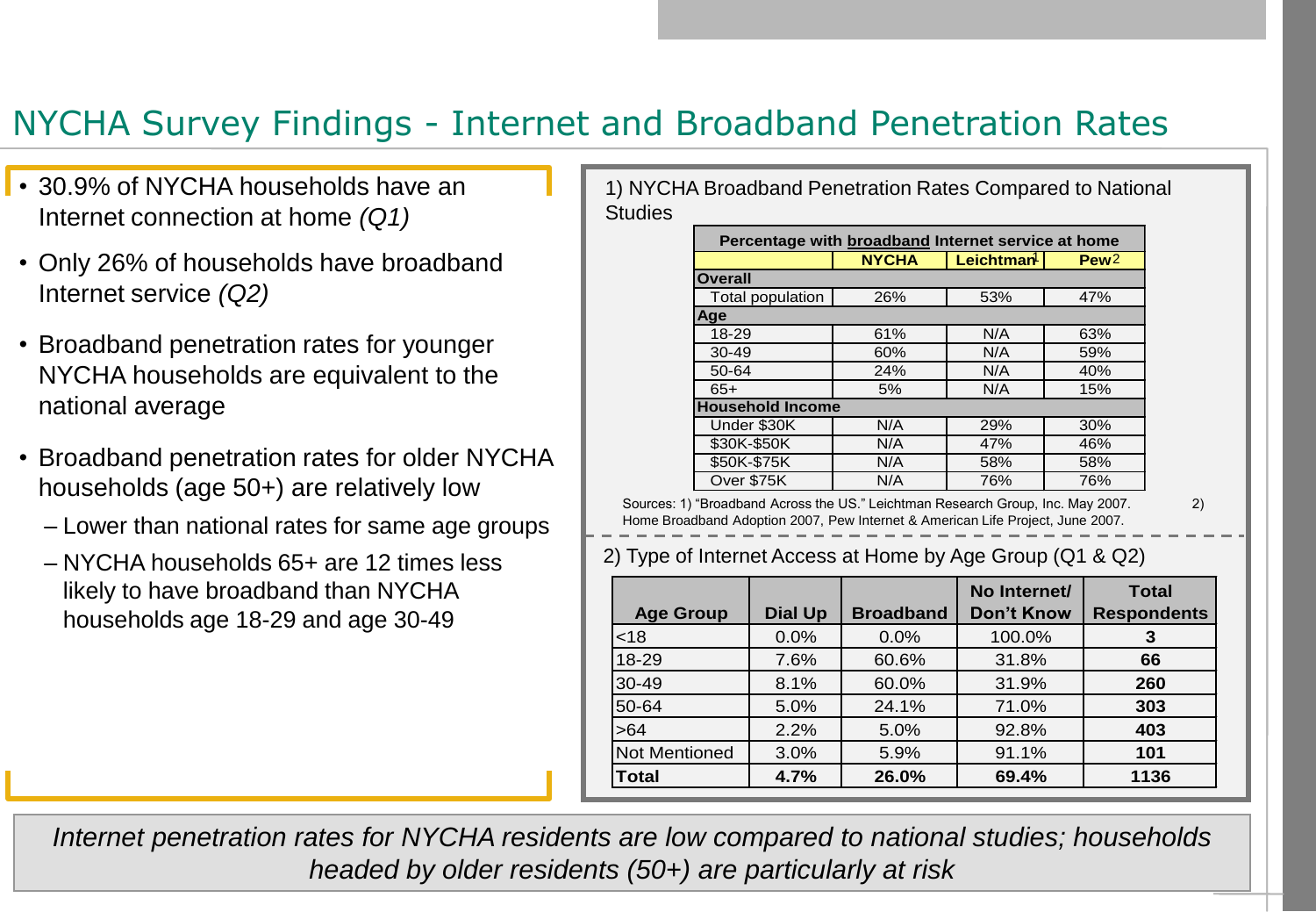# NYCHA Survey Findings - Internet and Broadband Penetration Rates

- 30.9% of NYCHA households have an Internet connection at home *(Q1)*
- Only 26% of households have broadband Internet service *(Q2)*
- Broadband penetration rates for younger NYCHA households are equivalent to the national average
- Broadband penetration rates for older NYCHA households (age 50+) are relatively low
  - Lower than national rates for same age groups
  - NYCHA households 65+ are 12 times less likely to have broadband than NYCHA households age 18-29 and age 30-49

1) NYCHA Broadband Penetration Rates Compared to National Studies

| Percentage with broadband Internet service at home | | | |
|---|---|---|---|
| | NYCHA | Leichtman[1] | Pew[2] |
| **Overall** | | | |
| Total population | 26% | 53% | 47% |
| **Age** | | | |
| 18-29 | 61% | N/A | 63% |
| 30-49 | 60% | N/A | 59% |
| 50-64 | 24% | N/A | 40% |
| 65+ | 5% | N/A | 15% |
| **Household Income** | | | |
| Under $30K | N/A | 29% | 30% |
| $30K-$50K | N/A | 47% | 46% |
| $50K-$75K | N/A | 58% | 58% |
| Over $75K | N/A | 76% | 76% |

Sources: 1) "Broadband Across the US." Leichtman Research Group, Inc. May 2007. 2) Home Broadband Adoption 2007, Pew Internet & American Life Project, June 2007.

2) Type of Internet Access at Home by Age Group (Q1 & Q2)

| Age Group | Dial Up | Broadband | No Internet/ Don't Know | Total Respondents |
|---|---|---|---|---|
| <18 | 0.0% | 0.0% | 100.0% | **3** |
| 18-29 | 7.6% | 60.6% | 31.8% | **66** |
| 30-49 | 8.1% | 60.0% | 31.9% | **260** |
| 50-64 | 5.0% | 24.1% | 71.0% | **303** |
| >64 | 2.2% | 5.0% | 92.8% | **403** |
| Not Mentioned | 3.0% | 5.9% | 91.1% | **101** |
| **Total** | **4.7%** | **26.0%** | **69.4%** | **1136** |

*Internet penetration rates for NYCHA residents are low compared to national studies; households headed by older residents (50+) are particularly at risk*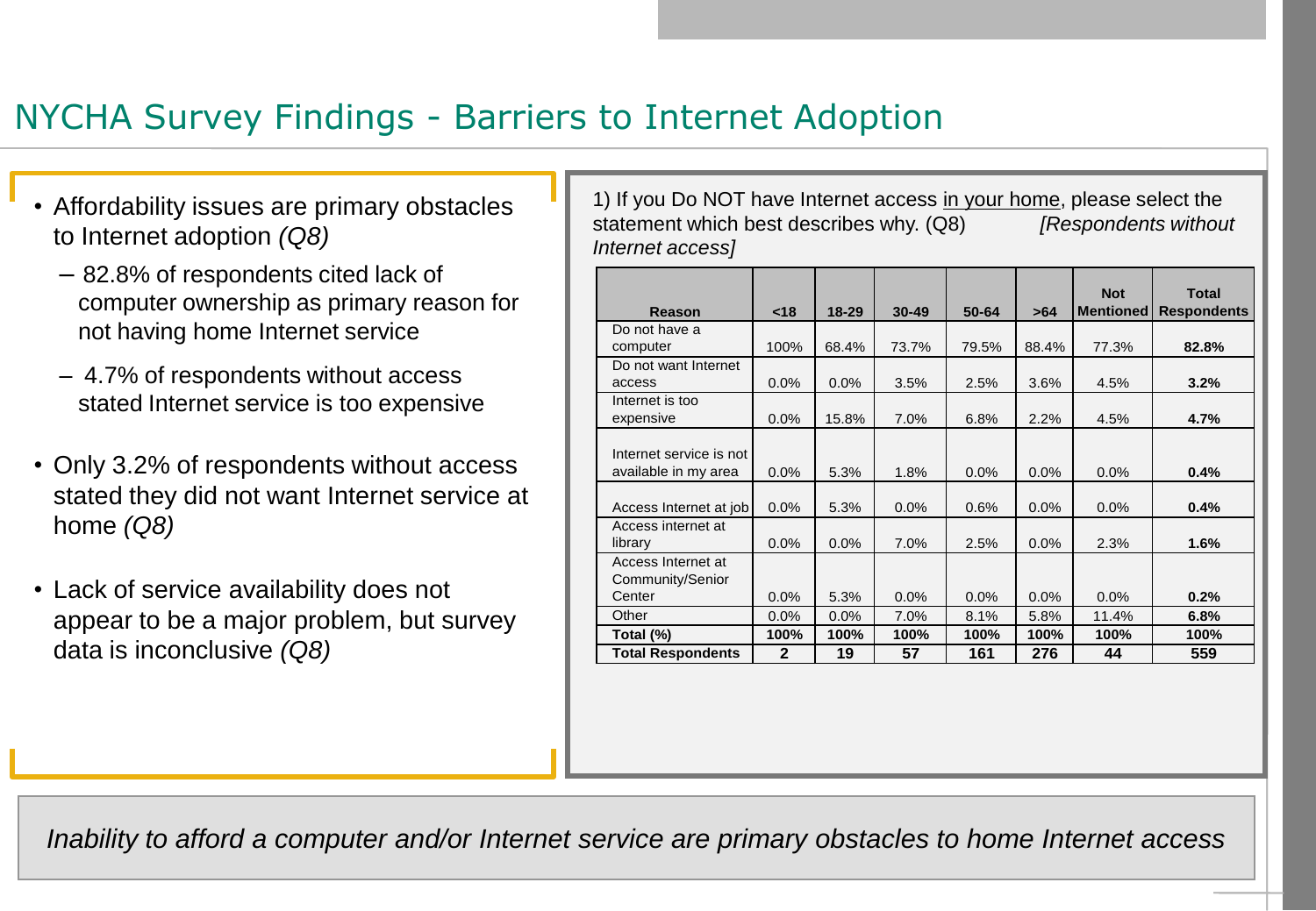# NYCHA Survey Findings - Barriers to Internet Adoption

- Affordability issues are primary obstacles to Internet adoption *(Q8)*
  - 82.8% of respondents cited lack of computer ownership as primary reason for not having home Internet service
  - 4.7% of respondents without access stated Internet service is too expensive
- Only 3.2% of respondents without access stated they did not want Internet service at home *(Q8)*
- Lack of service availability does not appear to be a major problem, but survey data is inconclusive *(Q8)*

1) If you Do NOT have Internet access in your home, please select the statement which best describes why. (Q8) *[Respondents without Internet access]*

| Reason | <18 | 18-29 | 30-49 | 50-64 | >64 | Not Mentioned | Total Respondents |
|---|---|---|---|---|---|---|---|
| Do not have a computer | 100% | 68.4% | 73.7% | 79.5% | 88.4% | 77.3% | **82.8%** |
| Do not want Internet access | 0.0% | 0.0% | 3.5% | 2.5% | 3.6% | 4.5% | **3.2%** |
| Internet is too expensive | 0.0% | 15.8% | 7.0% | 6.8% | 2.2% | 4.5% | **4.7%** |
| Internet service is not available in my area | 0.0% | 5.3% | 1.8% | 0.0% | 0.0% | 0.0% | **0.4%** |
| Access Internet at job | 0.0% | 5.3% | 0.0% | 0.6% | 0.0% | 0.0% | **0.4%** |
| Access internet at library | 0.0% | 0.0% | 7.0% | 2.5% | 0.0% | 2.3% | **1.6%** |
| Access Internet at Community/Senior Center | 0.0% | 5.3% | 0.0% | 0.0% | 0.0% | 0.0% | **0.2%** |
| Other | 0.0% | 0.0% | 7.0% | 8.1% | 5.8% | 11.4% | **6.8%** |
| **Total (%)** | **100%** | **100%** | **100%** | **100%** | **100%** | **100%** | **100%** |
| **Total Respondents** | **2** | **19** | **57** | **161** | **276** | **44** | **559** |

*Inability to afford a computer and/or Internet service are primary obstacles to home Internet access*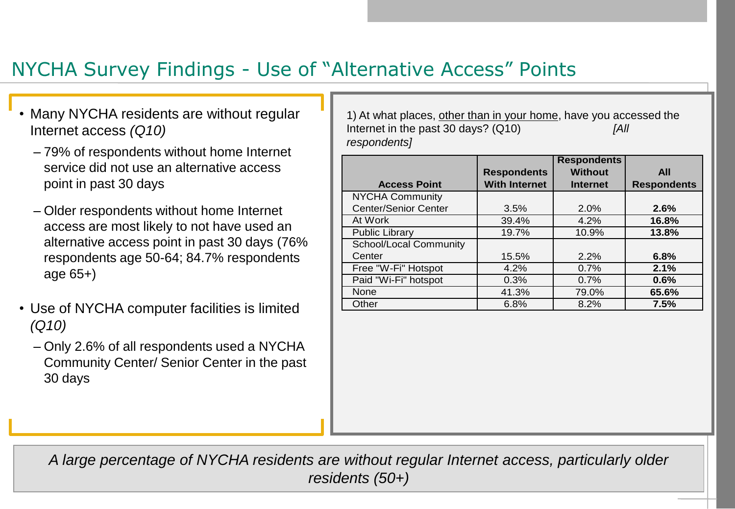# NYCHA Survey Findings - Use of “Alternative Access” Points

- Many NYCHA residents are without regular Internet access *(Q10)*
  - 79% of respondents without home Internet service did not use an alternative access point in past 30 days
  - Older respondents without home Internet access are most likely to not have used an alternative access point in past 30 days (76% respondents age 50-64; 84.7% respondents age 65+)
- Use of NYCHA computer facilities is limited *(Q10)*
  - Only 2.6% of all respondents used a NYCHA Community Center/ Senior Center in the past 30 days

1) At what places, other than in your home, have you accessed the Internet in the past 30 days? (Q10) *[All respondents]*

| Access Point | Respondents With Internet | Respondents Without Internet | All Respondents |
|---|---|---|---|
| NYCHA Community Center/Senior Center | 3.5% | 2.0% | **2.6%** |
| At Work | 39.4% | 4.2% | **16.8%** |
| Public Library | 19.7% | 10.9% | **13.8%** |
| School/Local Community Center | 15.5% | 2.2% | **6.8%** |
| Free "W-Fi" Hotspot | 4.2% | 0.7% | **2.1%** |
| Paid "Wi-Fi" hotspot | 0.3% | 0.7% | **0.6%** |
| None | 41.3% | 79.0% | **65.6%** |
| Other | 6.8% | 8.2% | **7.5%** |

*A large percentage of NYCHA residents are without regular Internet access, particularly older residents (50+)*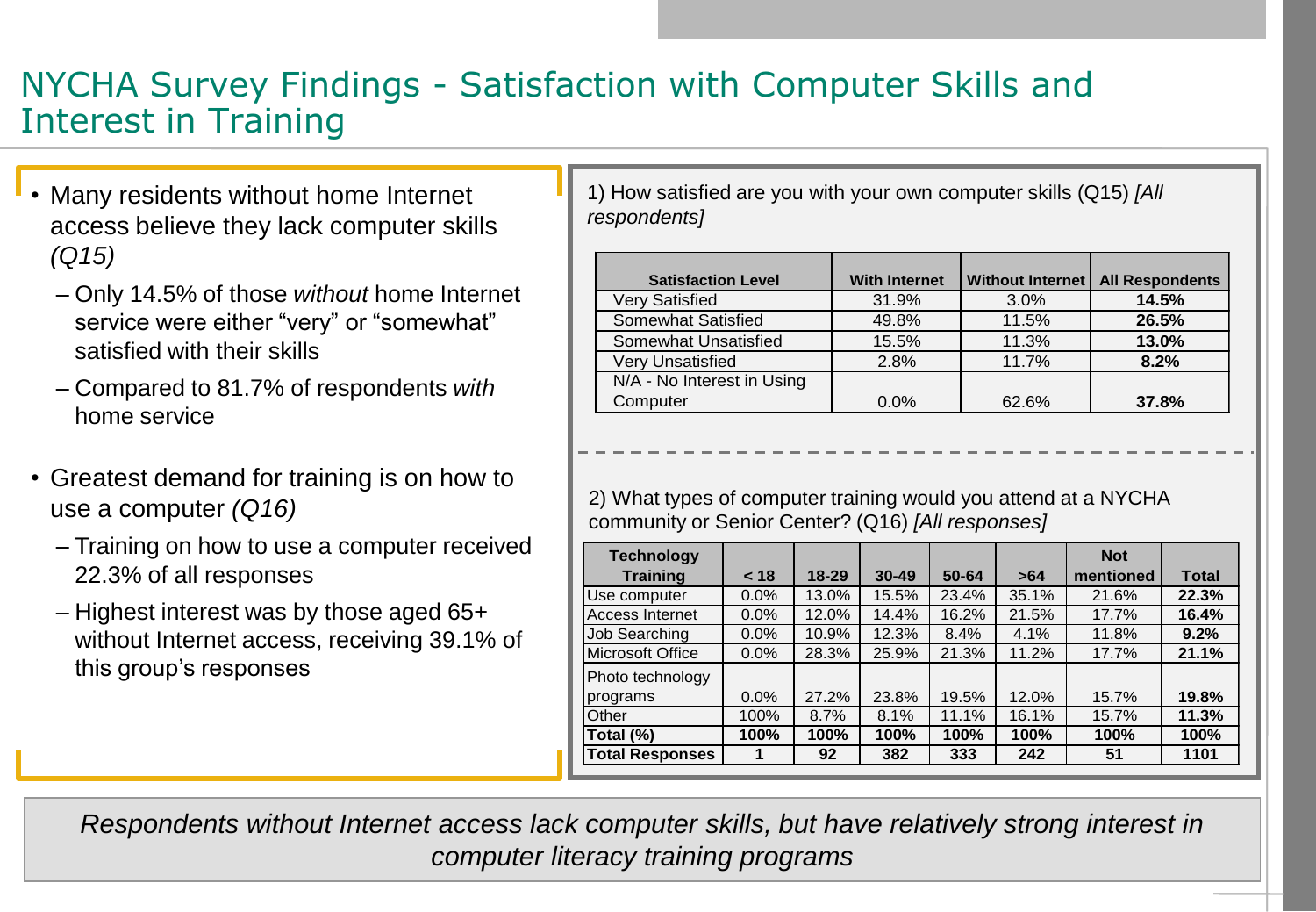# NYCHA Survey Findings - Satisfaction with Computer Skills and Interest in Training

- Many residents without home Internet access believe they lack computer skills *(Q15)*
  - Only 14.5% of those *without* home Internet service were either “very” or “somewhat” satisfied with their skills
  - Compared to 81.7% of respondents *with* home service
- Greatest demand for training is on how to use a computer *(Q16)*
  - Training on how to use a computer received 22.3% of all responses
  - Highest interest was by those aged 65+ without Internet access, receiving 39.1% of this group’s responses

1) How satisfied are you with your own computer skills (Q15) *[All respondents]*

| Satisfaction Level | With Internet | Without Internet | All Respondents |
|---|---|---|---|
| Very Satisfied | 31.9% | 3.0% | **14.5%** |
| Somewhat Satisfied | 49.8% | 11.5% | **26.5%** |
| Somewhat Unsatisfied | 15.5% | 11.3% | **13.0%** |
| Very Unsatisfied | 2.8% | 11.7% | **8.2%** |
| N/A - No Interest in Using Computer | 0.0% | 62.6% | **37.8%** |

2) What types of computer training would you attend at a NYCHA community or Senior Center? (Q16) *[All responses]*

| Technology Training | < 18 | 18-29 | 30-49 | 50-64 | >64 | Not mentioned | Total |
|---|---|---|---|---|---|---|---|
| Use computer | 0.0% | 13.0% | 15.5% | 23.4% | 35.1% | 21.6% | **22.3%** |
| Access Internet | 0.0% | 12.0% | 14.4% | 16.2% | 21.5% | 17.7% | **16.4%** |
| Job Searching | 0.0% | 10.9% | 12.3% | 8.4% | 4.1% | 11.8% | **9.2%** |
| Microsoft Office | 0.0% | 28.3% | 25.9% | 21.3% | 11.2% | 17.7% | **21.1%** |
| Photo technology programs | 0.0% | 27.2% | 23.8% | 19.5% | 12.0% | 15.7% | **19.8%** |
| Other | 100% | 8.7% | 8.1% | 11.1% | 16.1% | 15.7% | **11.3%** |
| **Total (%)** | **100%** | **100%** | **100%** | **100%** | **100%** | **100%** | **100%** |
| **Total Responses** | **1** | **92** | **382** | **333** | **242** | **51** | **1101** |

*Respondents without Internet access lack computer skills, but have relatively strong interest in computer literacy training programs*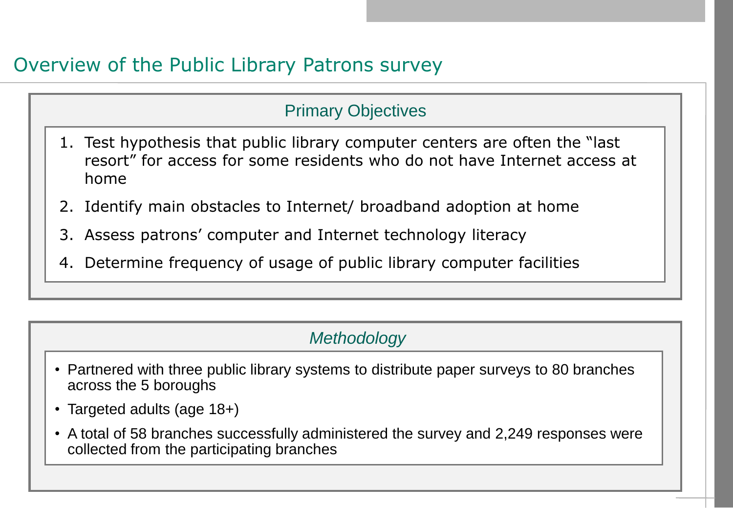# Overview of the Public Library Patrons survey

## Primary Objectives

1. Test hypothesis that public library computer centers are often the "last resort" for access for some residents who do not have Internet access at home
2. Identify main obstacles to Internet/ broadband adoption at home
3. Assess patrons' computer and Internet technology literacy
4. Determine frequency of usage of public library computer facilities

## *Methodology*

- Partnered with three public library systems to distribute paper surveys to 80 branches across the 5 boroughs
- Targeted adults (age 18+)
- A total of 58 branches successfully administered the survey and 2,249 responses were collected from the participating branches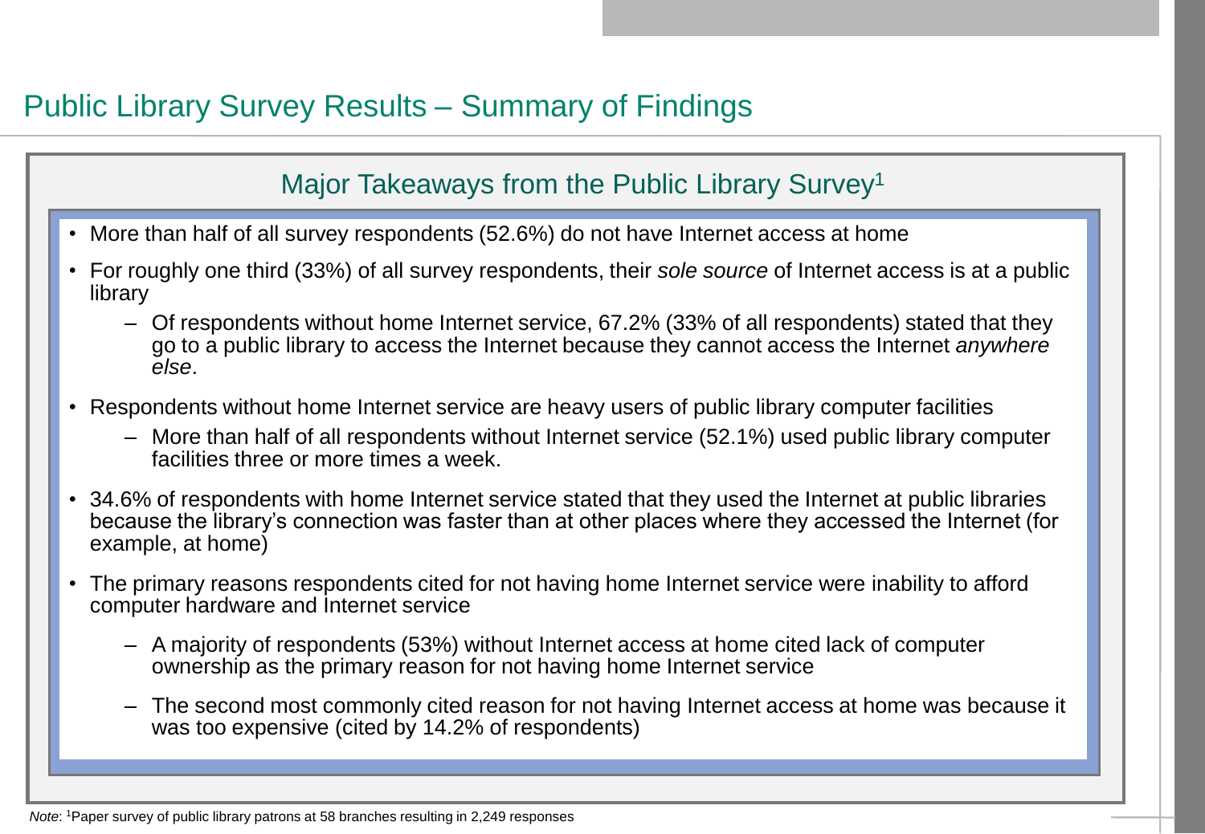# Public Library Survey Results – Summary of Findings

## Major Takeaways from the Public Library Survey[1]

- More than half of all survey respondents (52.6%) do not have Internet access at home
- For roughly one third (33%) of all survey respondents, their *sole source* of Internet access is at a public library
  - Of respondents without home Internet service, 67.2% (33% of all respondents) stated that they go to a public library to access the Internet because they cannot access the Internet *anywhere else*.
- Respondents without home Internet service are heavy users of public library computer facilities
  - More than half of all respondents without Internet service (52.1%) used public library computer facilities three or more times a week.
- 34.6% of respondents with home Internet service stated that they used the Internet at public libraries because the library's connection was faster than at other places where they accessed the Internet (for example, at home)
- The primary reasons respondents cited for not having home Internet service were inability to afford computer hardware and Internet service
  - A majority of respondents (53%) without Internet access at home cited lack of computer ownership as the primary reason for not having home Internet service
  - The second most commonly cited reason for not having Internet access at home was because it was too expensive (cited by 14.2% of respondents)

*Note*: [1]Paper survey of public library patrons at 58 branches resulting in 2,249 responses